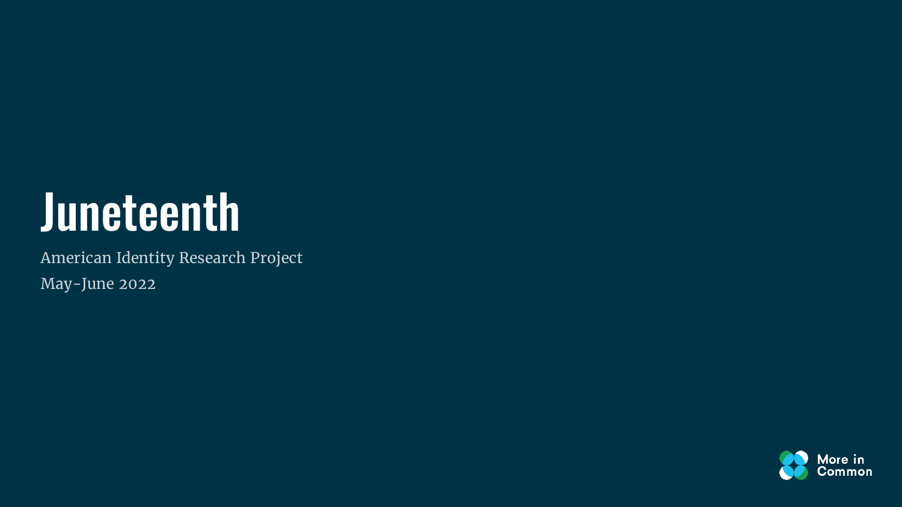# Juneteenth

American Identity Research Project

May-June 2022

More in Common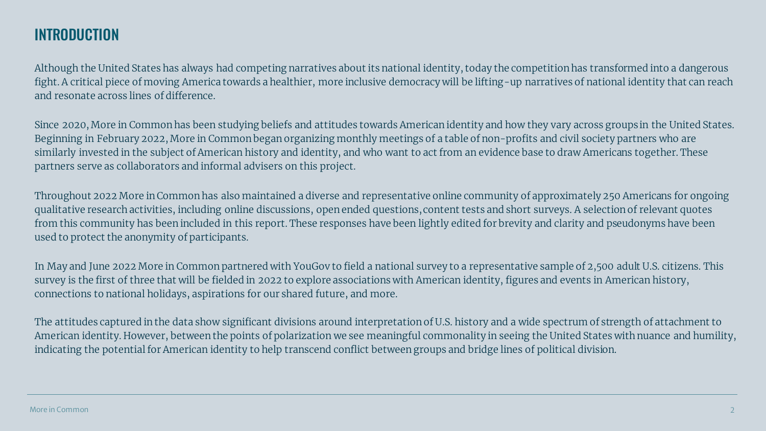## INTRODUCTION

Although the United States has always had competing narratives about its national identity, today the competition has transformed into a dangerous fight. A critical piece of moving America towards a healthier, more inclusive democracy will be lifting-up narratives of national identity that can reach and resonate across lines of difference.

Since 2020, More in Common has been studying beliefs and attitudes towards American identity and how they vary across groups in the United States. Beginning in February 2022, More in Common began organizing monthly meetings of a table of non-profits and civil society partners who are similarly invested in the subject of American history and identity, and who want to act from an evidence base to draw Americans together. These partners serve as collaborators and informal advisers on this project.

Throughout 2022 More in Common has also maintained a diverse and representative online community of approximately 250 Americans for ongoing qualitative research activities, including online discussions, open ended questions, content tests and short surveys. A selection of relevant quotes from this community has been included in this report. These responses have been lightly edited for brevity and clarity and pseudonyms have been used to protect the anonymity of participants.

In May and June 2022 More in Common partnered with YouGov to field a national survey to a representative sample of 2,500 adult U.S. citizens. This survey is the first of three that will be fielded in 2022 to explore associations with American identity, figures and events in American history, connections to national holidays, aspirations for our shared future, and more.

The attitudes captured in the data show significant divisions around interpretation of U.S. history and a wide spectrum of strength of attachment to American identity. However, between the points of polarization we see meaningful commonality in seeing the United States with nuance and humility, indicating the potential for American identity to help transcend conflict between groups and bridge lines of political division.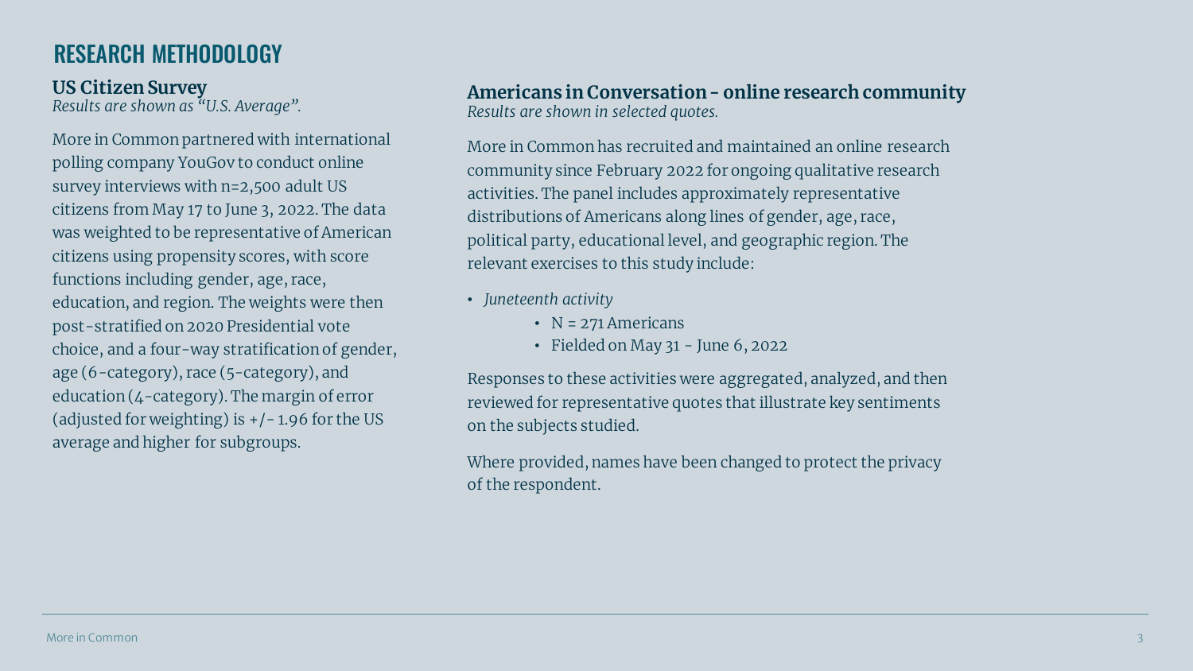# RESEARCH METHODOLOGY

## US Citizen Survey

*Results are shown as "U.S. Average".*

More in Common partnered with international polling company YouGov to conduct online survey interviews with n=2,500 adult US citizens from May 17 to June 3, 2022. The data was weighted to be representative of American citizens using propensity scores, with score functions including gender, age, race, education, and region. The weights were then post-stratified on 2020 Presidential vote choice, and a four-way stratification of gender, age (6-category), race (5-category), and education (4-category). The margin of error (adjusted for weighting) is +/- 1.96 for the US average and higher for subgroups.

## Americans in Conversation - online research community

*Results are shown in selected quotes.*

More in Common has recruited and maintained an online research community since February 2022 for ongoing qualitative research activities. The panel includes approximately representative distributions of Americans along lines of gender, age, race, political party, educational level, and geographic region. The relevant exercises to this study include:

- *Juneteenth activity*
    - N = 271 Americans
    - Fielded on May 31 - June 6, 2022

Responses to these activities were aggregated, analyzed, and then reviewed for representative quotes that illustrate key sentiments on the subjects studied.

Where provided, names have been changed to protect the privacy of the respondent.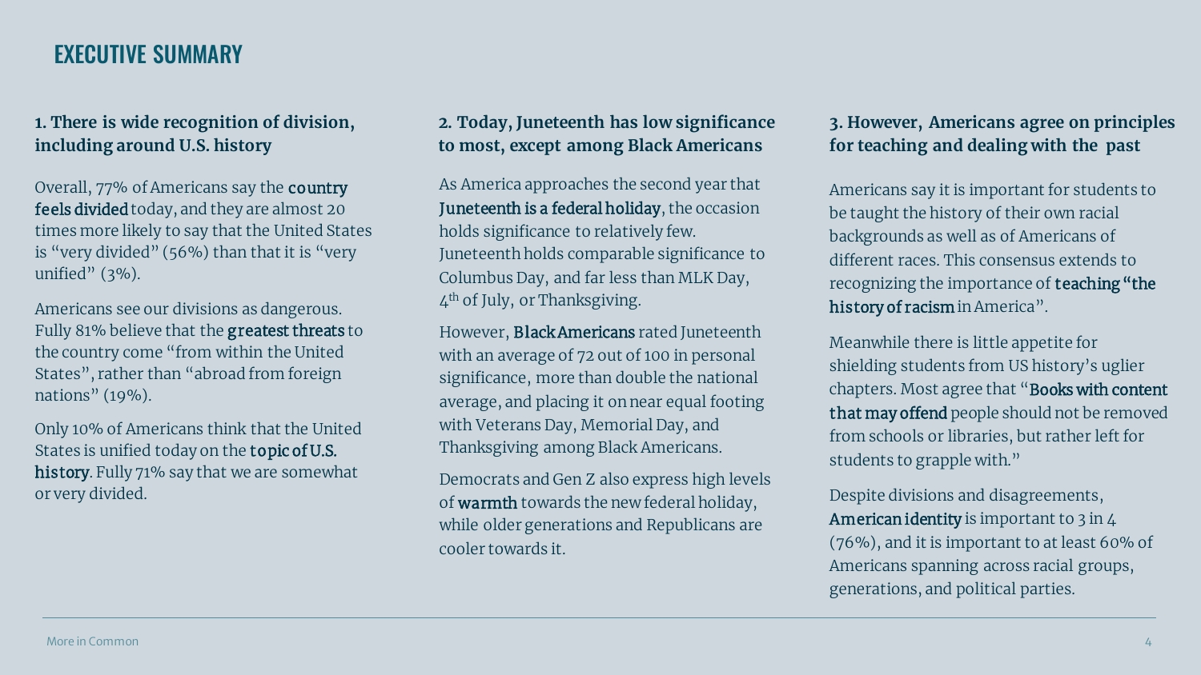# EXECUTIVE SUMMARY

### 1. There is wide recognition of division, including around U.S. history

Overall, 77% of Americans say the **country feels divided** today, and they are almost 20 times more likely to say that the United States is "very divided" (56%) than that it is "very unified" (3%).

Americans see our divisions as dangerous. Fully 81% believe that the **greatest threats** to the country come "from within the United States", rather than "abroad from foreign nations" (19%).

Only 10% of Americans think that the United States is unified today on the **topic of U.S. history**. Fully 71% say that we are somewhat or very divided.

### 2. Today, Juneteenth has low significance to most, except among Black Americans

As America approaches the second year that **Juneteenth is a federal holiday**, the occasion holds significance to relatively few. Juneteenth holds comparable significance to Columbus Day, and far less than MLK Day, 4th of July, or Thanksgiving.

However, **Black Americans** rated Juneteenth with an average of 72 out of 100 in personal significance, more than double the national average, and placing it on near equal footing with Veterans Day, Memorial Day, and Thanksgiving among Black Americans.

Democrats and Gen Z also express high levels of **warmth** towards the new federal holiday, while older generations and Republicans are cooler towards it.

### 3. However, Americans agree on principles for teaching and dealing with the past

Americans say it is important for students to be taught the history of their own racial backgrounds as well as of Americans of different races. This consensus extends to recognizing the importance of **teaching "the history of racism** in America".

Meanwhile there is little appetite for shielding students from US history's uglier chapters. Most agree that "**Books with content that may offend** people should not be removed from schools or libraries, but rather left for students to grapple with."

Despite divisions and disagreements, **American identity** is important to 3 in 4 (76%), and it is important to at least 60% of Americans spanning across racial groups, generations, and political parties.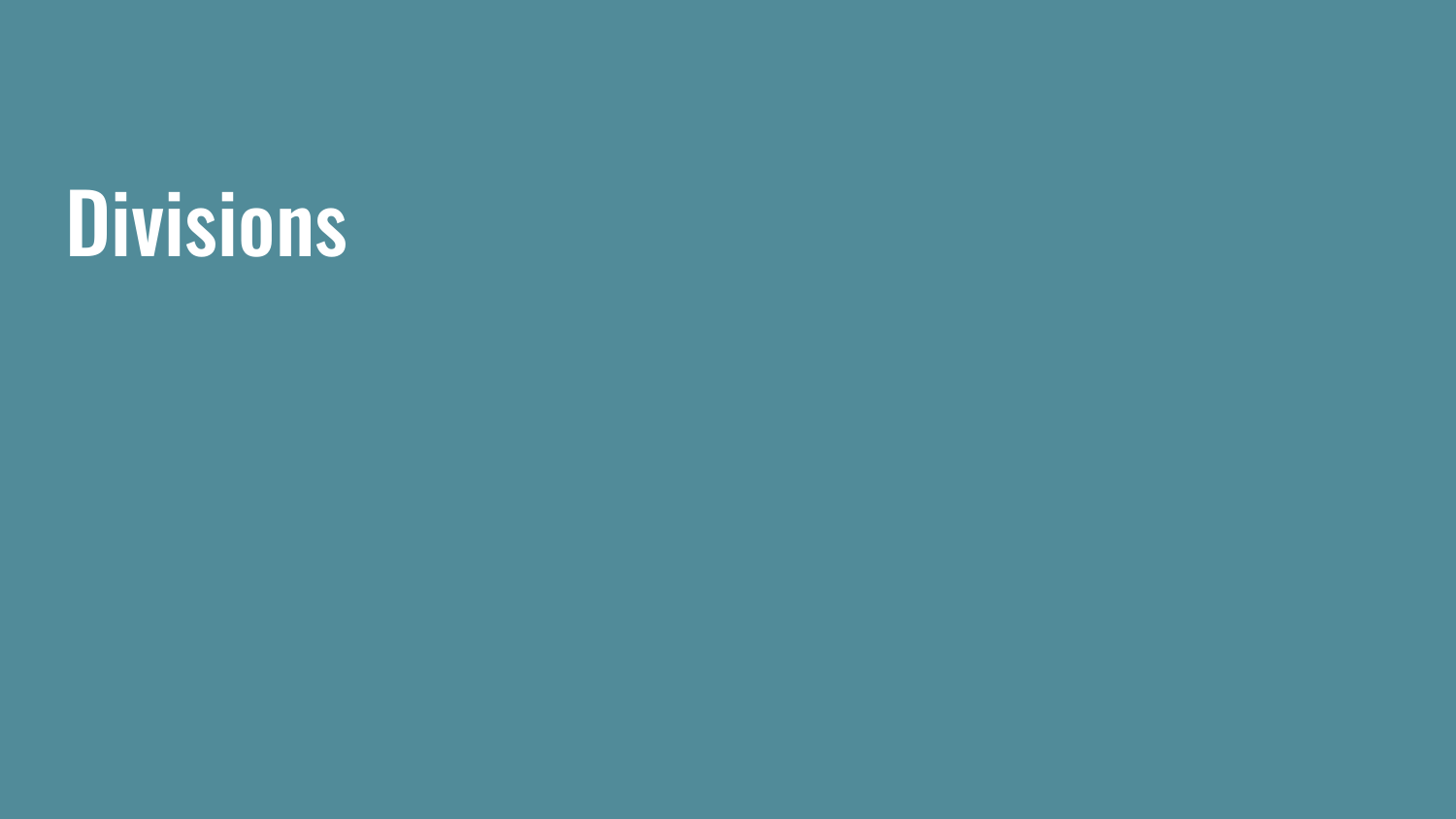# Divisions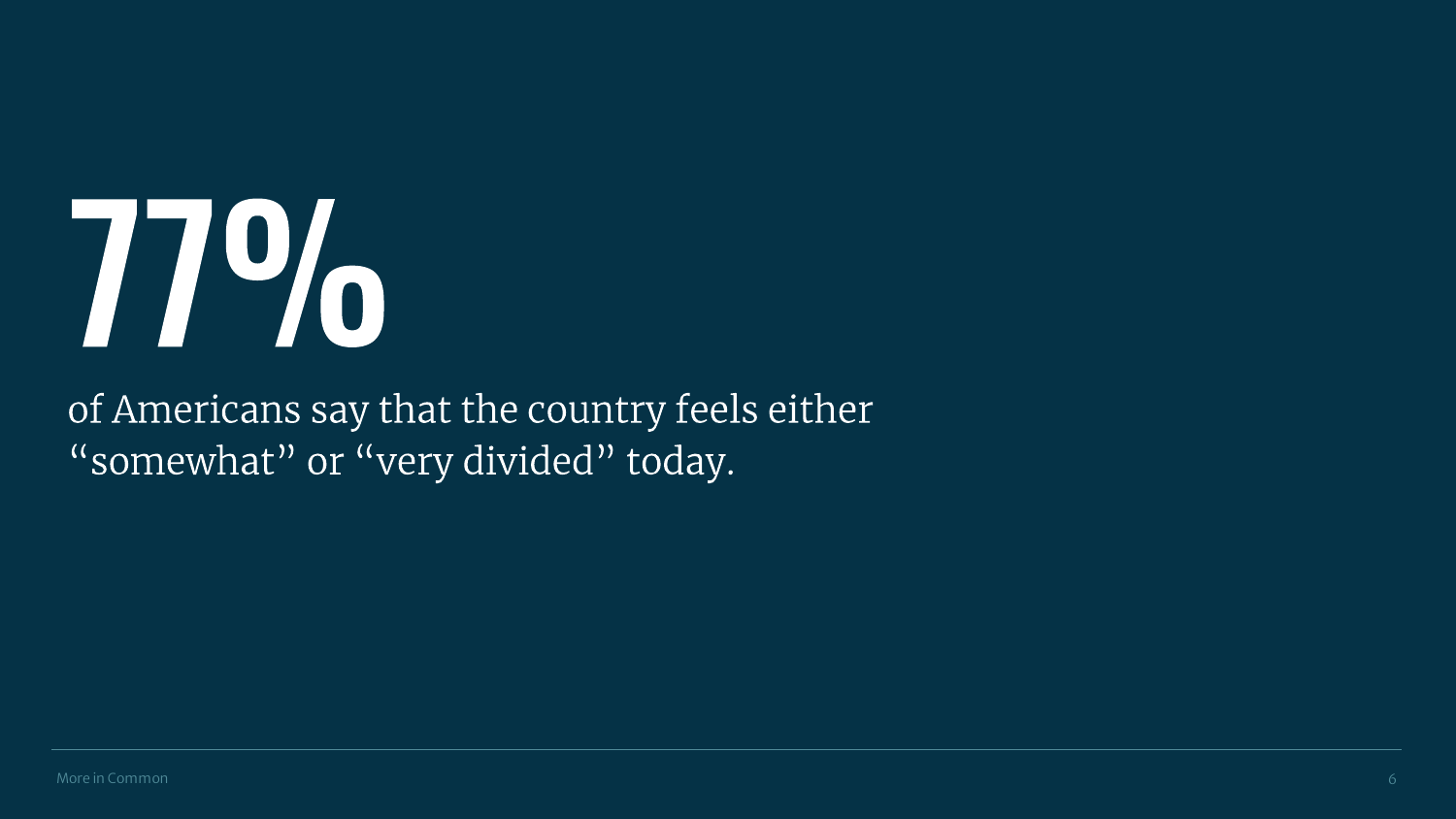# 77%

of Americans say that the country feels either “somewhat” or “very divided” today.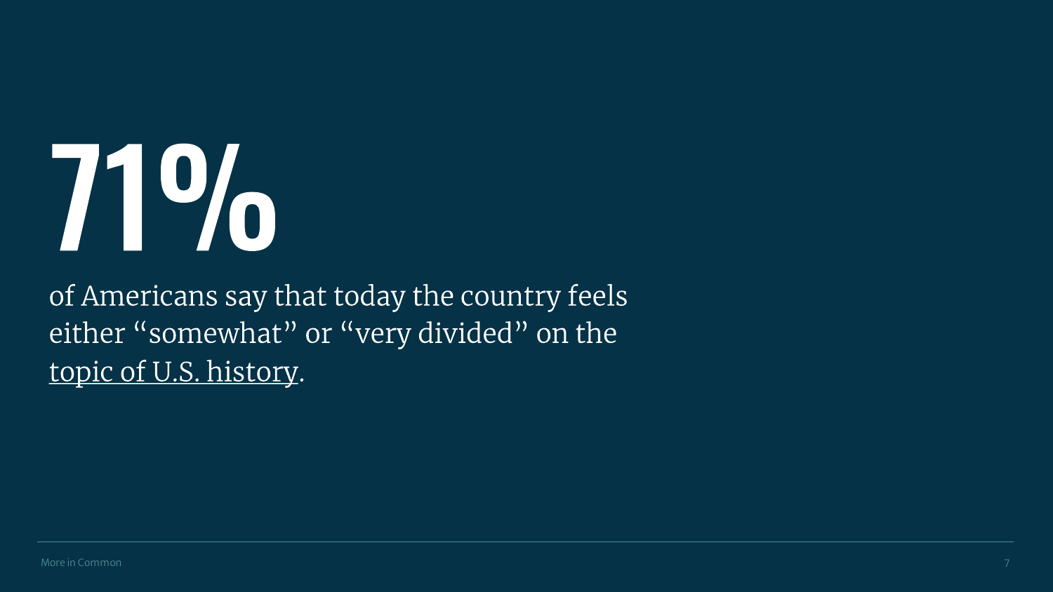# 71%

of Americans say that today the country feels either “somewhat” or “very divided” on the topic of U.S. history.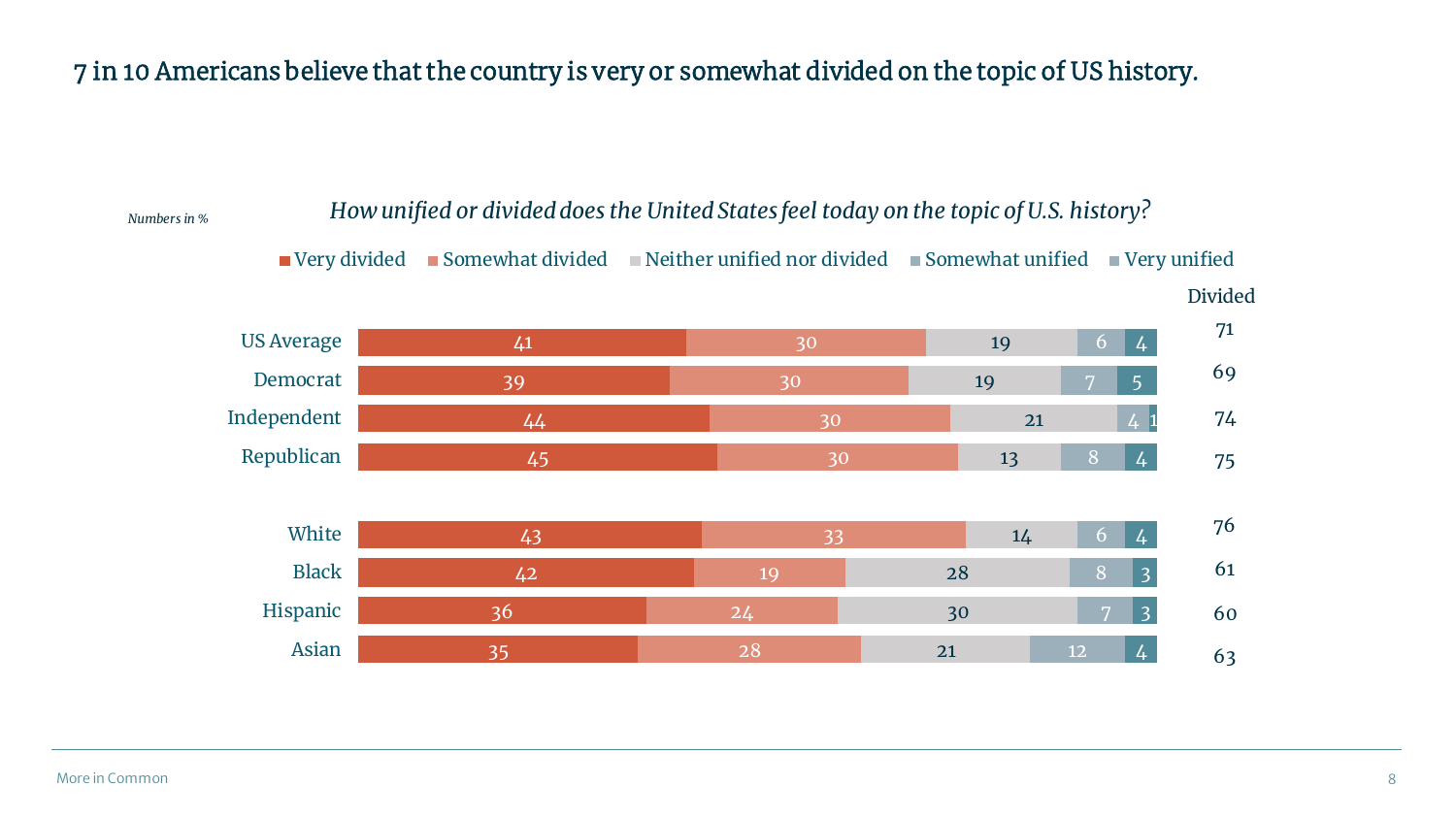# 7 in 10 Americans believe that the country is very or somewhat divided on the topic of US history.

*Numbers in %*

*How unified or divided does the United States feel today on the topic of U.S. history?*

| | Very divided | Somewhat divided | Neither unified nor divided | Somewhat unified | Very unified | Divided |
|---|---|---|---|---|---|---|
| US Average | 41 | 30 | 19 | 6 | 4 | 71 |
| Democrat | 39 | 30 | 19 | 7 | 5 | 69 |
| Independent | 44 | 30 | 21 | 4 | 1 | 74 |
| Republican | 45 | 30 | 13 | 8 | 4 | 75 |
| White | 43 | 33 | 14 | 6 | 4 | 76 |
| Black | 42 | 19 | 28 | 8 | 3 | 61 |
| Hispanic | 36 | 24 | 30 | 7 | 3 | 60 |
| Asian | 35 | 28 | 21 | 12 | 4 | 63 |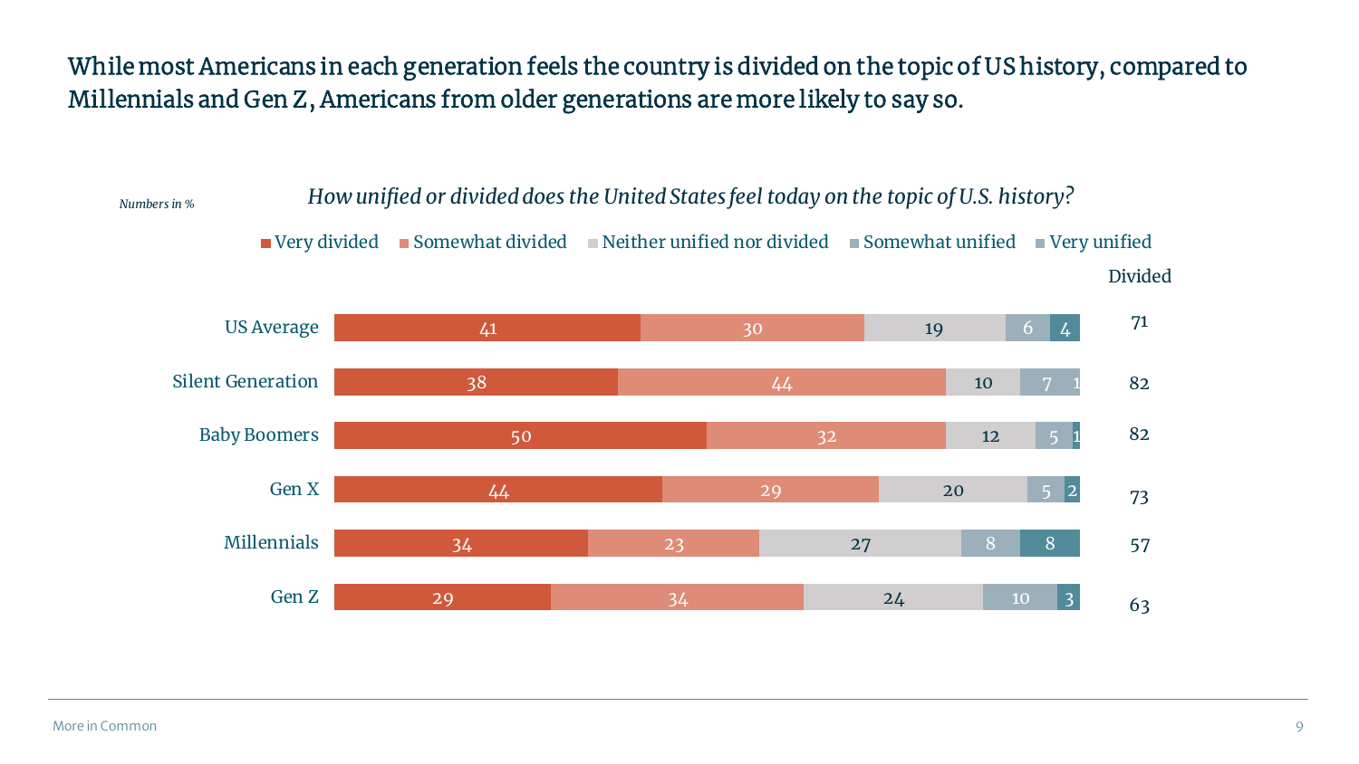# While most Americans in each generation feels the country is divided on the topic of US history, compared to Millennials and Gen Z, Americans from older generations are more likely to say so.

*Numbers in %*

*How unified or divided does the United States feel today on the topic of U.S. history?*

| | Very divided | Somewhat divided | Neither unified nor divided | Somewhat unified | Very unified | Divided |
|---|---|---|---|---|---|---|
| US Average | 41 | 30 | 19 | 6 | 4 | 71 |
| Silent Generation | 38 | 44 | 10 | 7 | 1 | 82 |
| Baby Boomers | 50 | 32 | 12 | 5 | 1 | 82 |
| Gen X | 44 | 29 | 20 | 5 | 2 | 73 |
| Millennials | 34 | 23 | 27 | 8 | 8 | 57 |
| Gen Z | 29 | 34 | 24 | 10 | 3 | 63 |

More in Common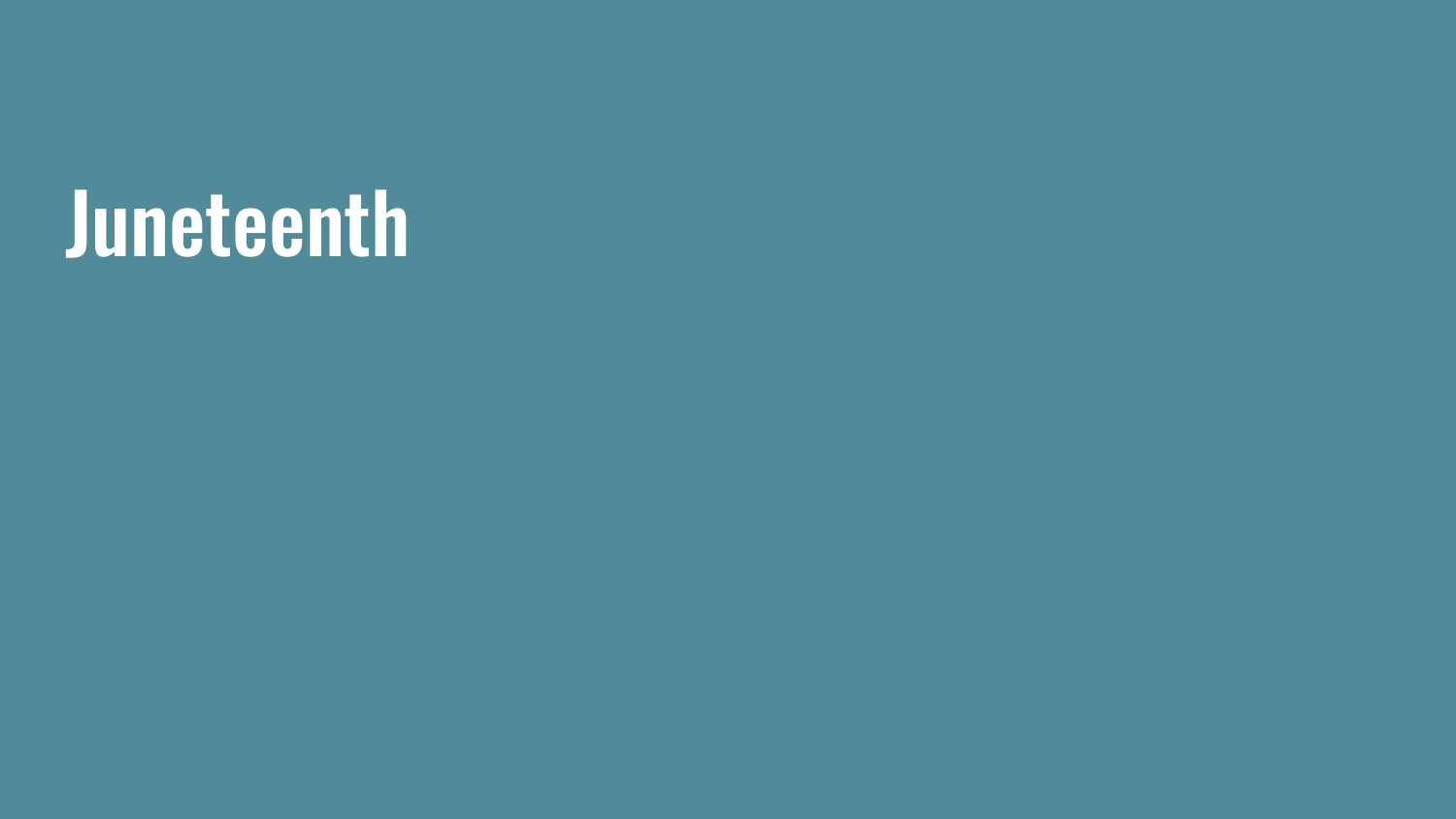# Juneteenth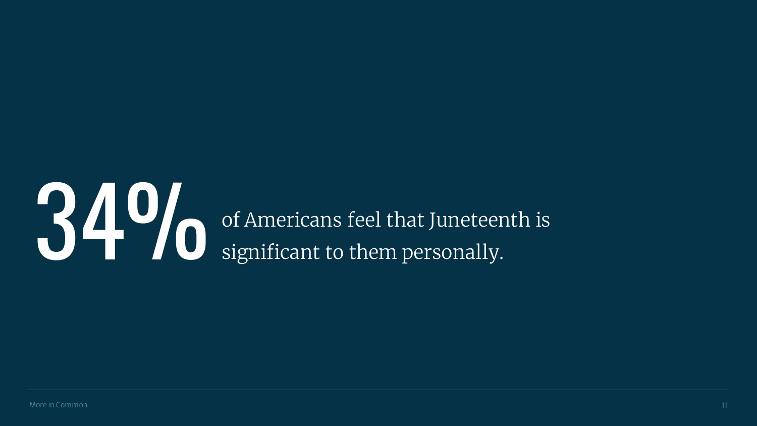# 34%

of Americans feel that Juneteenth is significant to them personally.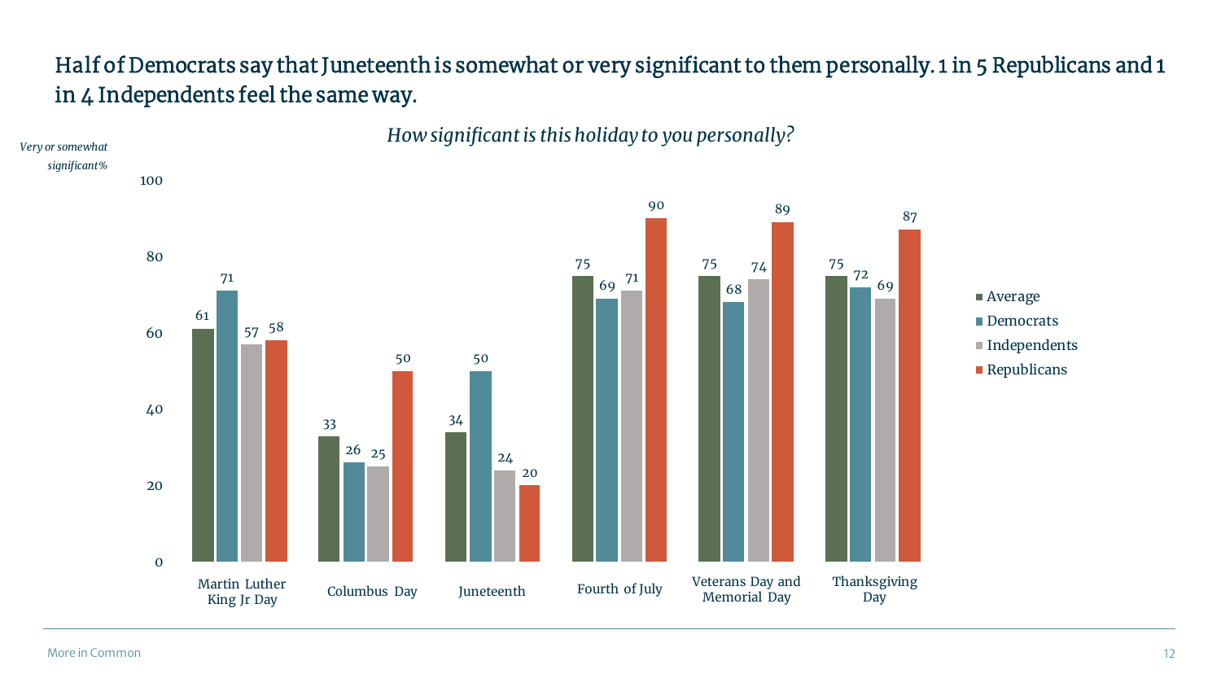## Half of Democrats say that Juneteenth is somewhat or very significant to them personally. 1 in 5 Republicans and 1 in 4 Independents feel the same way.

*How significant is this holiday to you personally?*

*Very or somewhat significant%*

| Holiday | Average | Democrats | Independents | Republicans |
|---|---|---|---|---|
| Martin Luther King Jr Day | 61 | 71 | 57 | 58 |
| Columbus Day | 33 | 26 | 25 | 50 |
| Juneteenth | 34 | 50 | 24 | 20 |
| Fourth of July | 75 | 69 | 71 | 90 |
| Veterans Day and Memorial Day | 75 | 68 | 74 | 89 |
| Thanksgiving Day | 75 | 72 | 69 | 87 |

More in Common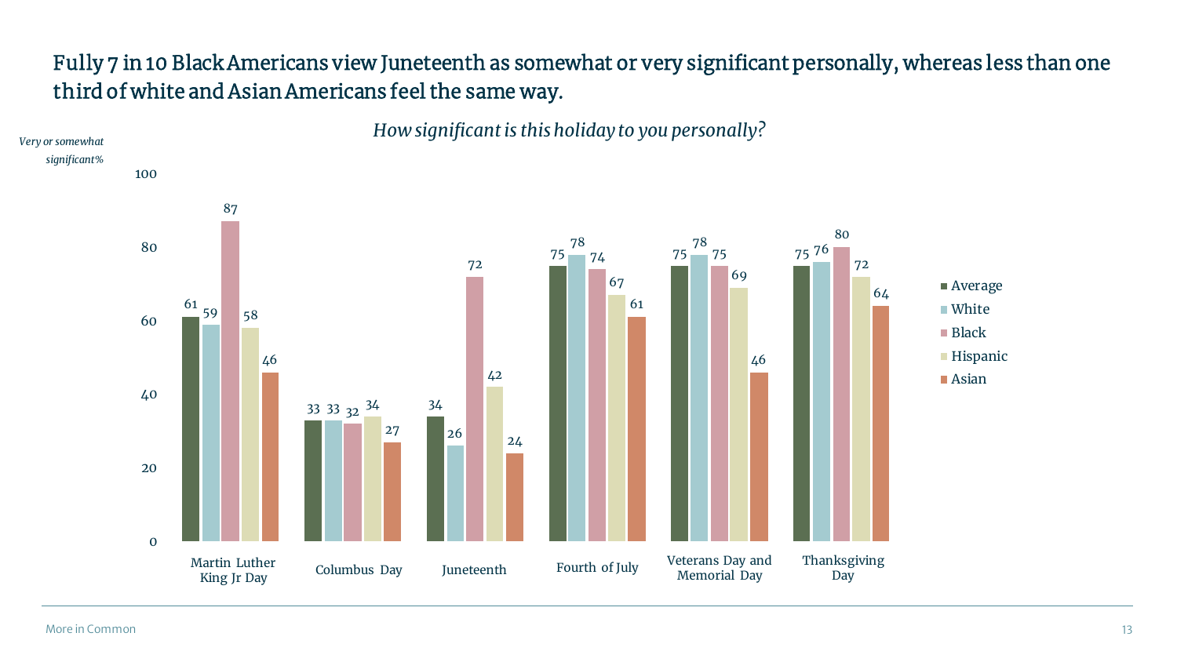## Fully 7 in 10 Black Americans view Juneteenth as somewhat or very significant personally, whereas less than one third of white and Asian Americans feel the same way.

*How significant is this holiday to you personally?*

*Very or somewhat significant%*

| Holiday | Average | White | Black | Hispanic | Asian |
|---|---|---|---|---|---|
| Martin Luther King Jr Day | 61 | 59 | 87 | 58 | 46 |
| Columbus Day | 33 | 33 | 32 | 34 | 27 |
| Juneteenth | 34 | 26 | 72 | 42 | 24 |
| Fourth of July | 75 | 78 | 74 | 67 | 61 |
| Veterans Day and Memorial Day | 75 | 78 | 75 | 69 | 46 |
| Thanksgiving Day | 75 | 76 | 80 | 72 | 64 |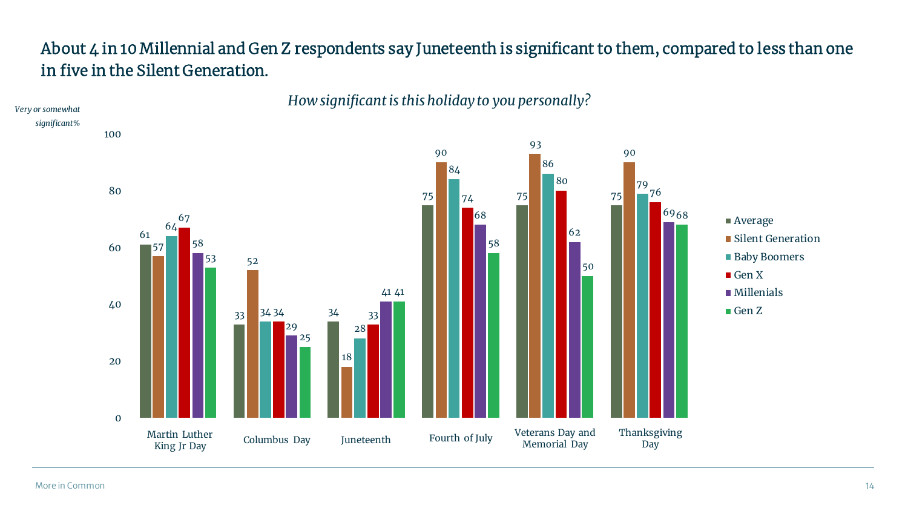## About 4 in 10 Millennial and Gen Z respondents say Juneteenth is significant to them, compared to less than one in five in the Silent Generation.

*How significant is this holiday to you personally?*

*Very or somewhat significant%*

| | Average | Silent Generation | Baby Boomers | Gen X | Millenials | Gen Z |
|---|---|---|---|---|---|---|
| Martin Luther King Jr Day | 61 | 57 | 64 | 67 | 58 | 53 |
| Columbus Day | 33 | 52 | 34 | 34 | 29 | 25 |
| Juneteenth | 34 | 18 | 28 | 33 | 41 | 41 |
| Fourth of July | 75 | 90 | 84 | 74 | 68 | 58 |
| Veterans Day and Memorial Day | 75 | 93 | 86 | 80 | 62 | 50 |
| Thanksgiving Day | 75 | 90 | 79 | 76 | 69 | 68 |

More in Common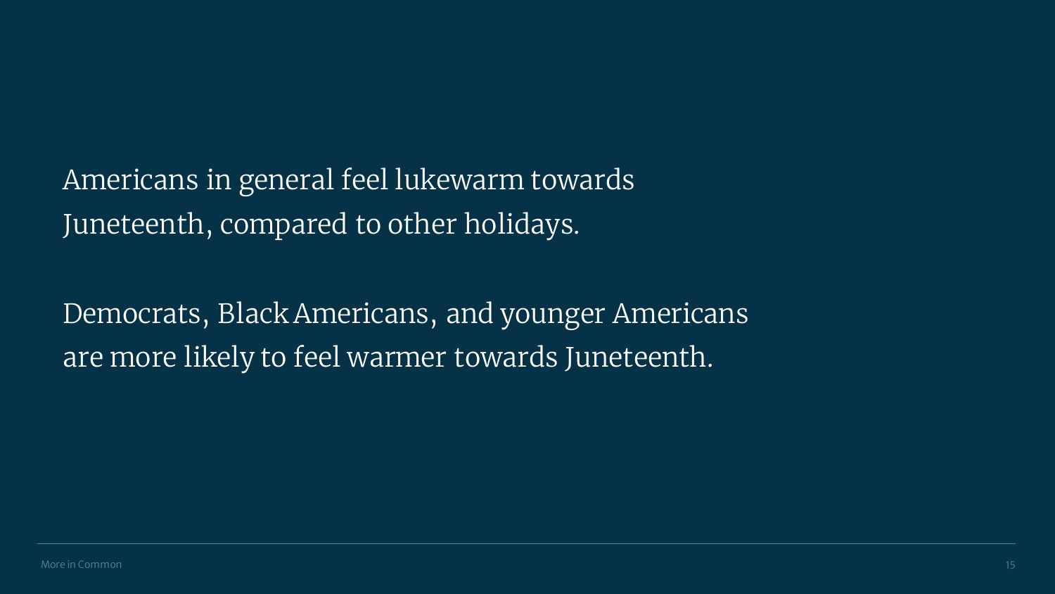Americans in general feel lukewarm towards Juneteenth, compared to other holidays.

Democrats, Black Americans, and younger Americans are more likely to feel warmer towards Juneteenth.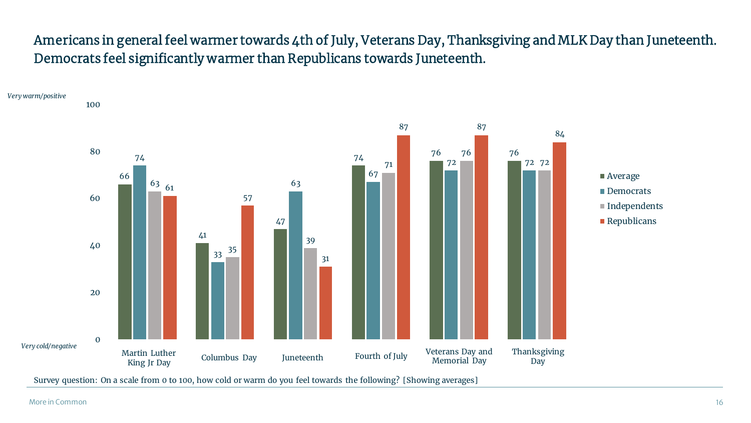# Americans in general feel warmer towards 4th of July, Veterans Day, Thanksgiving and MLK Day than Juneteenth. Democrats feel significantly warmer than Republicans towards Juneteenth.

| | Average | Democrats | Independents | Republicans |
|---|---|---|---|---|
| Martin Luther King Jr Day | 66 | 74 | 63 | 61 |
| Columbus Day | 41 | 33 | 35 | 57 |
| Juneteenth | 47 | 63 | 39 | 31 |
| Fourth of July | 74 | 67 | 71 | 87 |
| Veterans Day and Memorial Day | 76 | 72 | 76 | 87 |
| Thanksgiving Day | 76 | 72 | 72 | 84 |

*Scale: 0 = Very cold/negative, 100 = Very warm/positive*

Survey question: On a scale from 0 to 100, how cold or warm do you feel towards the following? [Showing averages]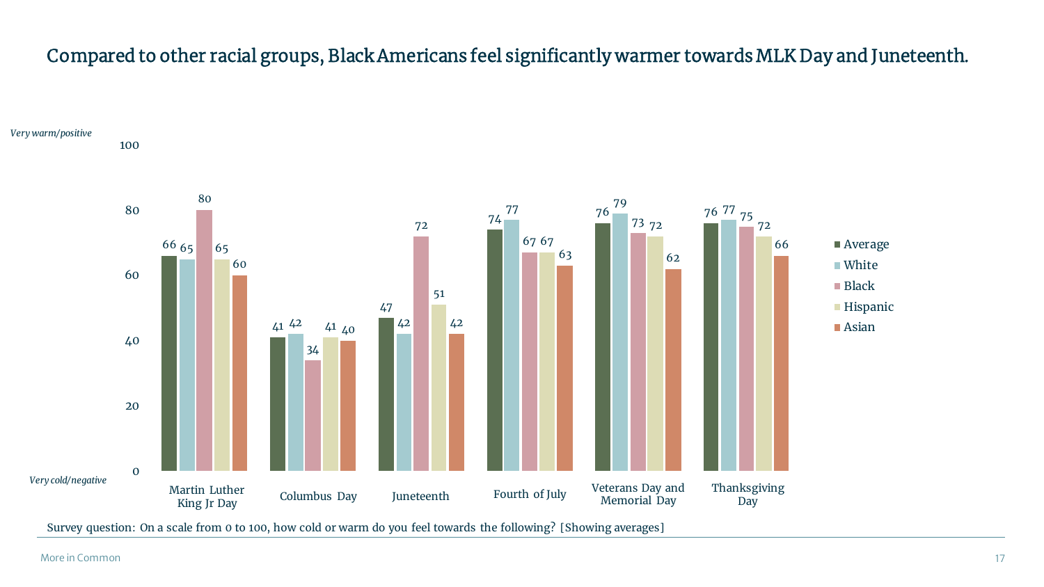# Compared to other racial groups, Black Americans feel significantly warmer towards MLK Day and Juneteenth.

*Very warm/positive* (100) — *Very cold/negative* (0)

| | Average | White | Black | Hispanic | Asian |
|---|---|---|---|---|---|
| Martin Luther King Jr Day | 66 | 65 | 80 | 65 | 60 |
| Columbus Day | 41 | 42 | 34 | 41 | 40 |
| Juneteenth | 47 | 42 | 72 | 51 | 42 |
| Fourth of July | 74 | 77 | 67 | 67 | 63 |
| Veterans Day and Memorial Day | 76 | 79 | 73 | 72 | 62 |
| Thanksgiving Day | 76 | 77 | 75 | 72 | 66 |

Survey question: On a scale from 0 to 100, how cold or warm do you feel towards the following? [Showing averages]

More in Common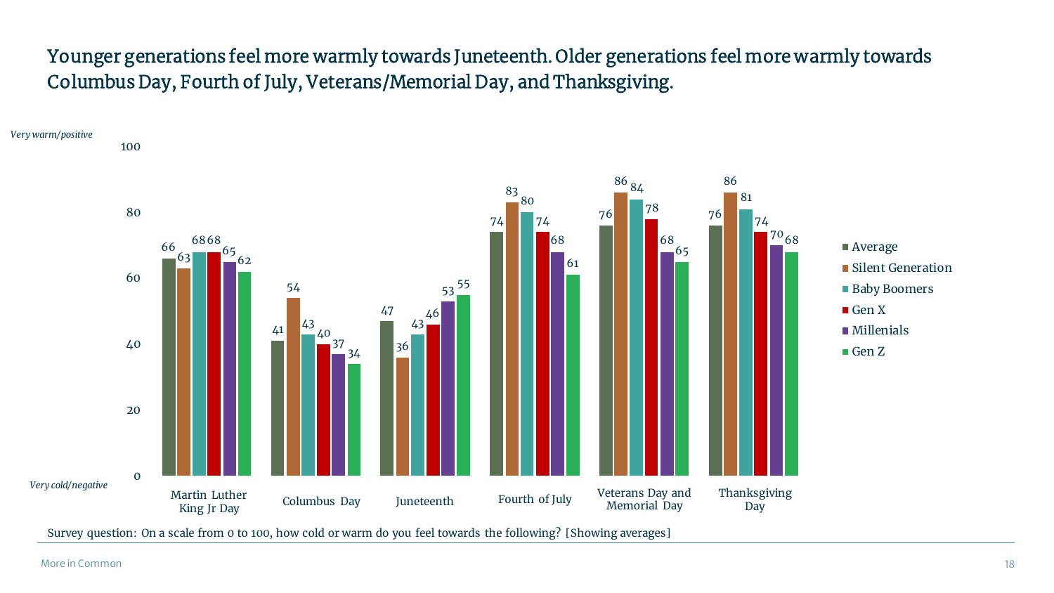# Younger generations feel more warmly towards Juneteenth. Older generations feel more warmly towards Columbus Day, Fourth of July, Veterans/Memorial Day, and Thanksgiving.

*Very warm/positive* (100) — *Very cold/negative* (0)

| | Average | Silent Generation | Baby Boomers | Gen X | Millenials | Gen Z |
|---|---|---|---|---|---|---|
| Martin Luther King Jr Day | 66 | 63 | 68 | 68 | 65 | 62 |
| Columbus Day | 41 | 54 | 43 | 40 | 37 | 34 |
| Juneteenth | 47 | 36 | 43 | 46 | 53 | 55 |
| Fourth of July | 74 | 83 | 80 | 74 | 68 | 61 |
| Veterans Day and Memorial Day | 76 | 86 | 84 | 78 | 68 | 65 |
| Thanksgiving Day | 76 | 86 | 81 | 74 | 70 | 68 |

Survey question: On a scale from 0 to 100, how cold or warm do you feel towards the following? [Showing averages]

More in Common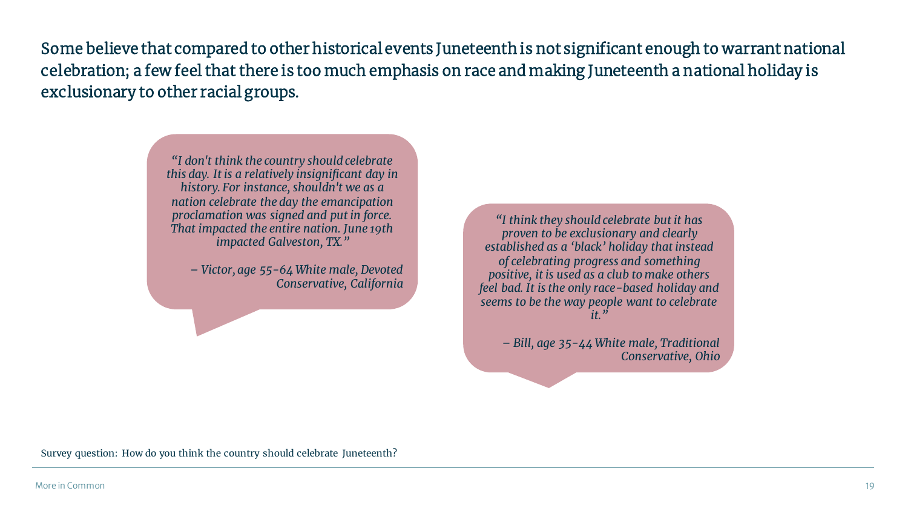## Some believe that compared to other historical events Juneteenth is not significant enough to warrant national celebration; a few feel that there is too much emphasis on race and making Juneteenth a national holiday is exclusionary to other racial groups.

> *"I don't think the country should celebrate this day. It is a relatively insignificant day in history. For instance, shouldn't we as a nation celebrate the day the emancipation proclamation was signed and put in force. That impacted the entire nation. June 19th impacted Galveston, TX."*
>
> *– Victor, age 55-64 White male, Devoted Conservative, California*

> *"I think they should celebrate but it has proven to be exclusionary and clearly established as a 'black' holiday that instead of celebrating progress and something positive, it is used as a club to make others feel bad. It is the only race-based holiday and seems to be the way people want to celebrate it."*
>
> *– Bill, age 35-44 White male, Traditional Conservative, Ohio*

Survey question: How do you think the country should celebrate Juneteenth?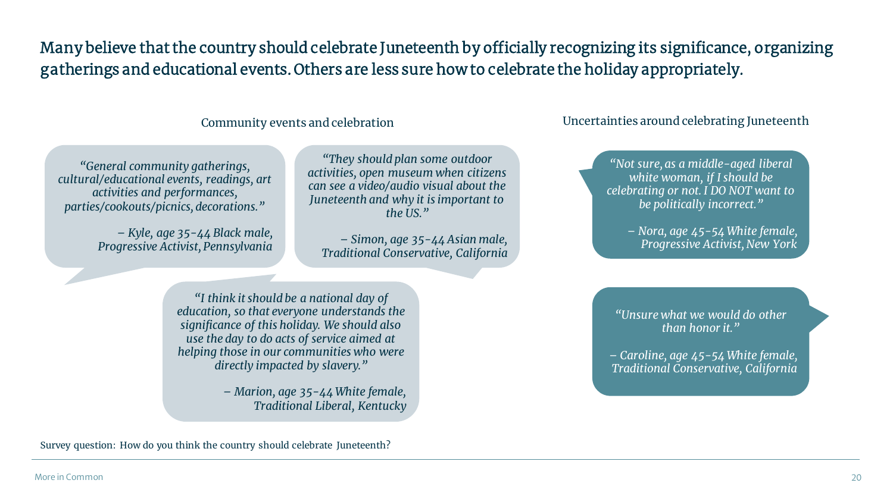# Many believe that the country should celebrate Juneteenth by officially recognizing its significance, organizing gatherings and educational events. Others are less sure how to celebrate the holiday appropriately.

## Community events and celebration

> *"General community gatherings, cultural/educational events, readings, art activities and performances, parties/cookouts/picnics, decorations."*
>
> *– Kyle, age 35-44 Black male, Progressive Activist, Pennsylvania*

> *"They should plan some outdoor activities, open museum when citizens can see a video/audio visual about the Juneteenth and why it is important to the US."*
>
> *– Simon, age 35-44 Asian male, Traditional Conservative, California*

> *"I think it should be a national day of education, so that everyone understands the significance of this holiday. We should also use the day to do acts of service aimed at helping those in our communities who were directly impacted by slavery."*
>
> *– Marion, age 35-44 White female, Traditional Liberal, Kentucky*

## Uncertainties around celebrating Juneteenth

> *"Not sure, as a middle-aged liberal white woman, if I should be celebrating or not. I DO NOT want to be politically incorrect."*
>
> *– Nora, age 45-54 White female, Progressive Activist, New York*

> *"Unsure what we would do other than honor it."*
>
> *– Caroline, age 45-54 White female, Traditional Conservative, California*

Survey question: How do you think the country should celebrate Juneteenth?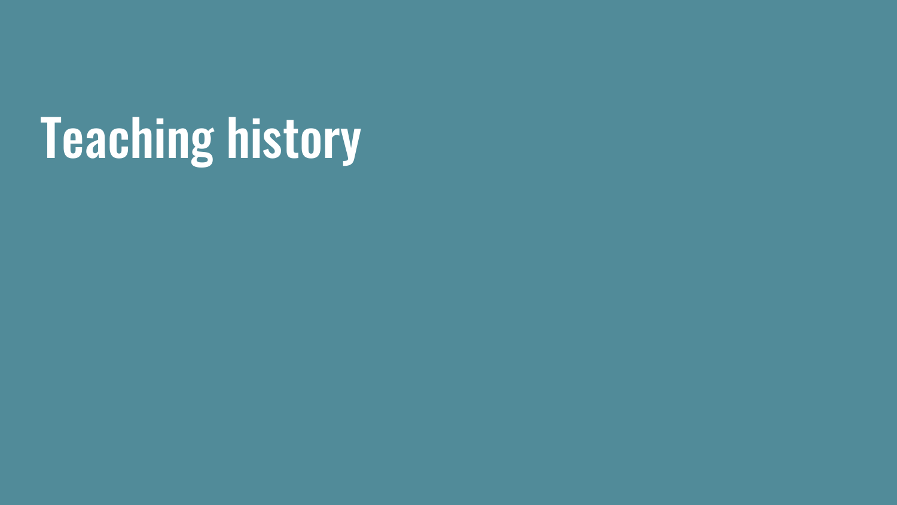# Teaching history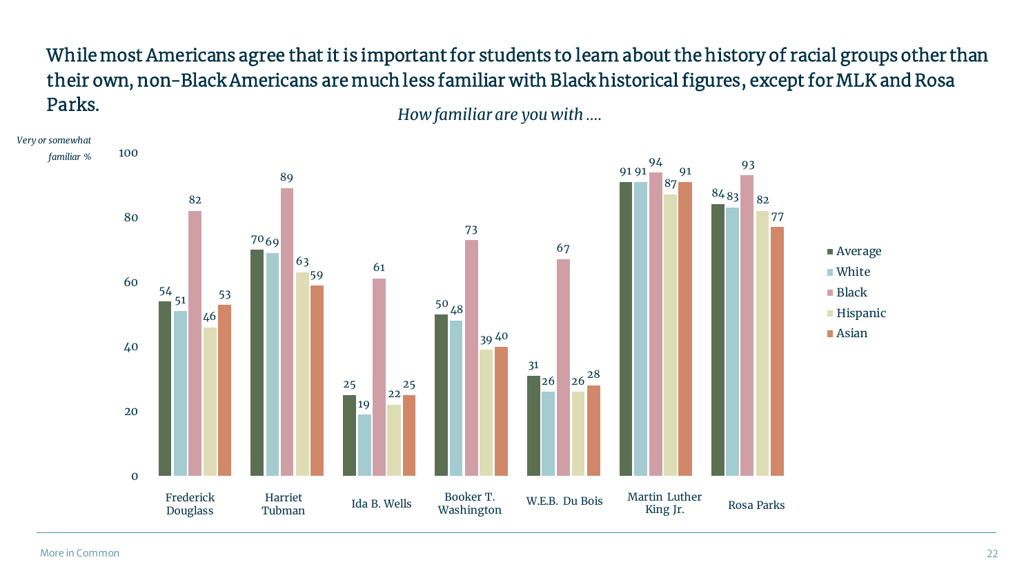## While most Americans agree that it is important for students to learn about the history of racial groups other than their own, non-Black Americans are much less familiar with Black historical figures, except for MLK and Rosa Parks.

*How familiar are you with ….*

*Very or somewhat familiar %*

| | Average | White | Black | Hispanic | Asian |
|---|---|---|---|---|---|
| Frederick Douglass | 54 | 51 | 82 | 46 | 53 |
| Harriet Tubman | 70 | 69 | 89 | 63 | 59 |
| Ida B. Wells | 25 | 19 | 61 | 22 | 25 |
| Booker T. Washington | 50 | 48 | 73 | 39 | 40 |
| W.E.B. Du Bois | 31 | 26 | 67 | 26 | 28 |
| Martin Luther King Jr. | 91 | 91 | 94 | 87 | 91 |
| Rosa Parks | 84 | 83 | 93 | 82 | 77 |

More in Common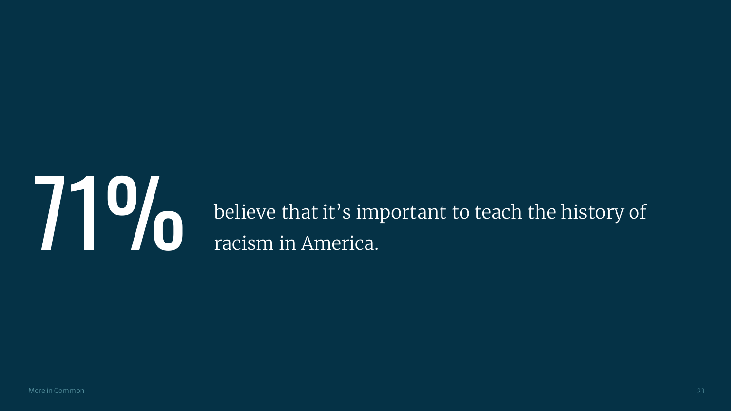**71%** believe that it's important to teach the history of racism in America.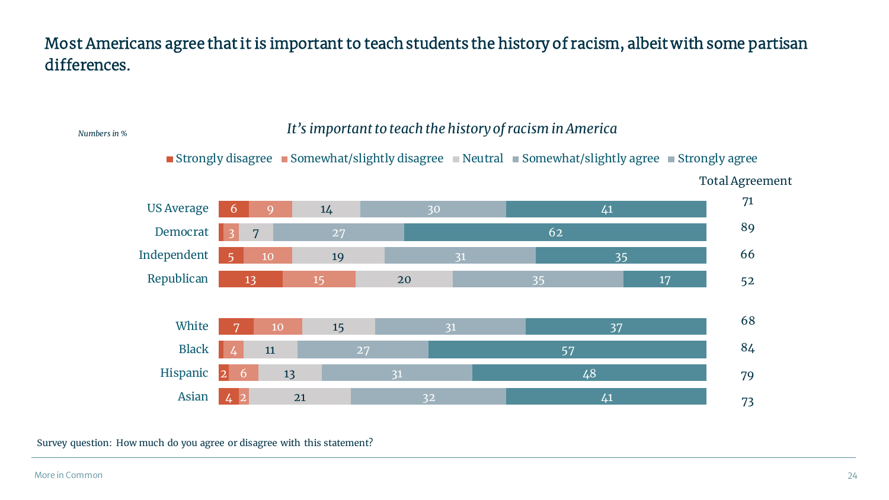# Most Americans agree that it is important to teach students the history of racism, albeit with some partisan differences.

*Numbers in %*

*It's important to teach the history of racism in America*

| | Strongly disagree | Somewhat/slightly disagree | Neutral | Somewhat/slightly agree | Strongly agree | Total Agreement |
|---|---|---|---|---|---|---|
| US Average | 6 | 9 | 14 | 30 | 41 | 71 |
| Democrat | | 3 | 7 | 27 | 62 | 89 |
| Independent | 5 | 10 | 19 | 31 | 35 | 66 |
| Republican | 13 | 15 | 20 | 35 | 17 | 52 |
| White | 7 | 10 | 15 | 31 | 37 | 68 |
| Black | | 4 | 11 | 27 | 57 | 84 |
| Hispanic | 2 | 6 | 13 | 31 | 48 | 79 |
| Asian | 4 | 2 | 21 | 32 | 41 | 73 |

Survey question: How much do you agree or disagree with this statement?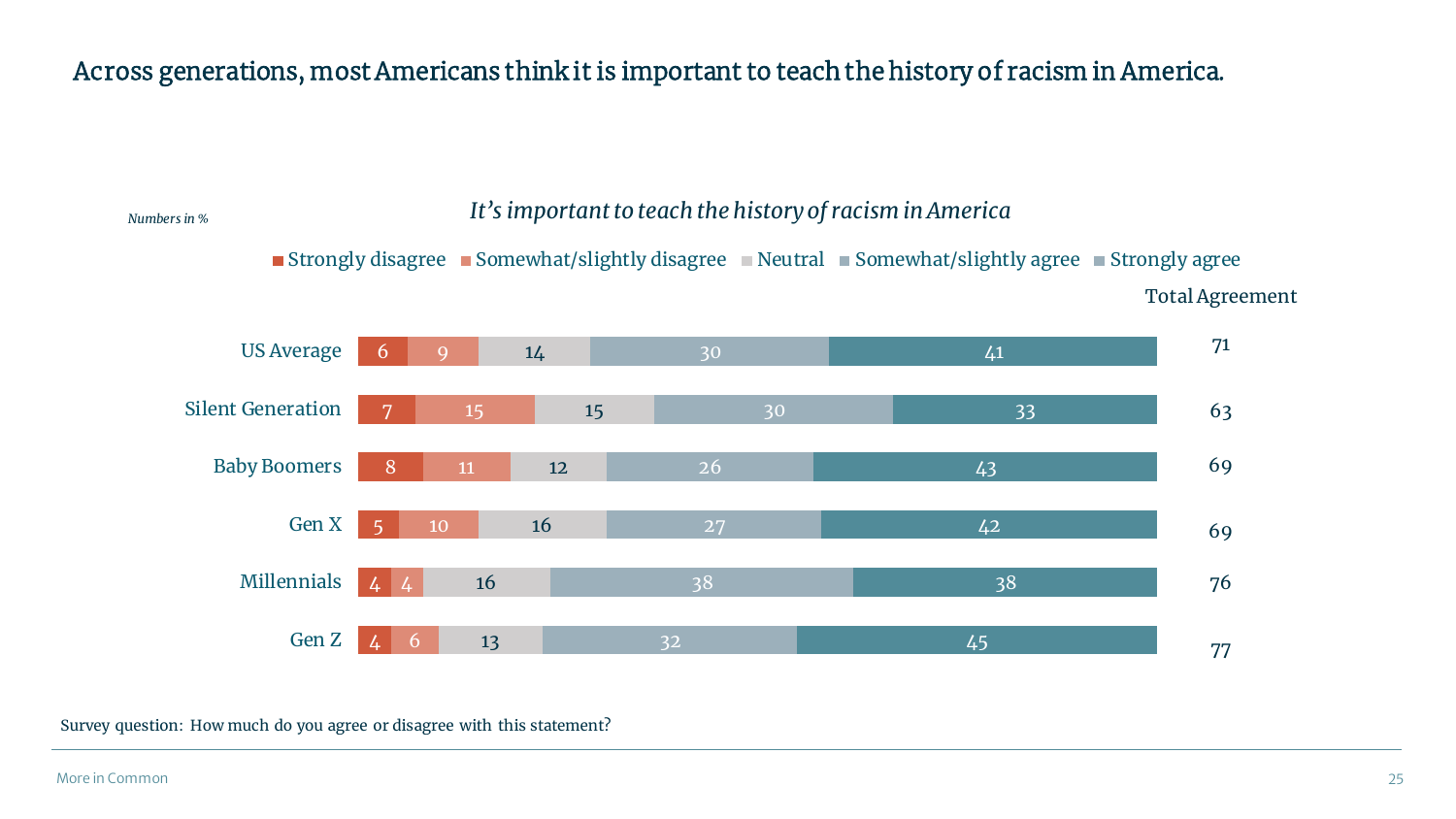# Across generations, most Americans think it is important to teach the history of racism in America.

*Numbers in %*

*It's important to teach the history of racism in America*

| | Strongly disagree | Somewhat/slightly disagree | Neutral | Somewhat/slightly agree | Strongly agree | Total Agreement |
|---|---|---|---|---|---|---|
| US Average | 6 | 9 | 14 | 30 | 41 | 71 |
| Silent Generation | 7 | 15 | 15 | 30 | 33 | 63 |
| Baby Boomers | 8 | 11 | 12 | 26 | 43 | 69 |
| Gen X | 5 | 10 | 16 | 27 | 42 | 69 |
| Millennials | 4 | 4 | 16 | 38 | 38 | 76 |
| Gen Z | 4 | 6 | 13 | 32 | 45 | 77 |

Survey question: How much do you agree or disagree with this statement?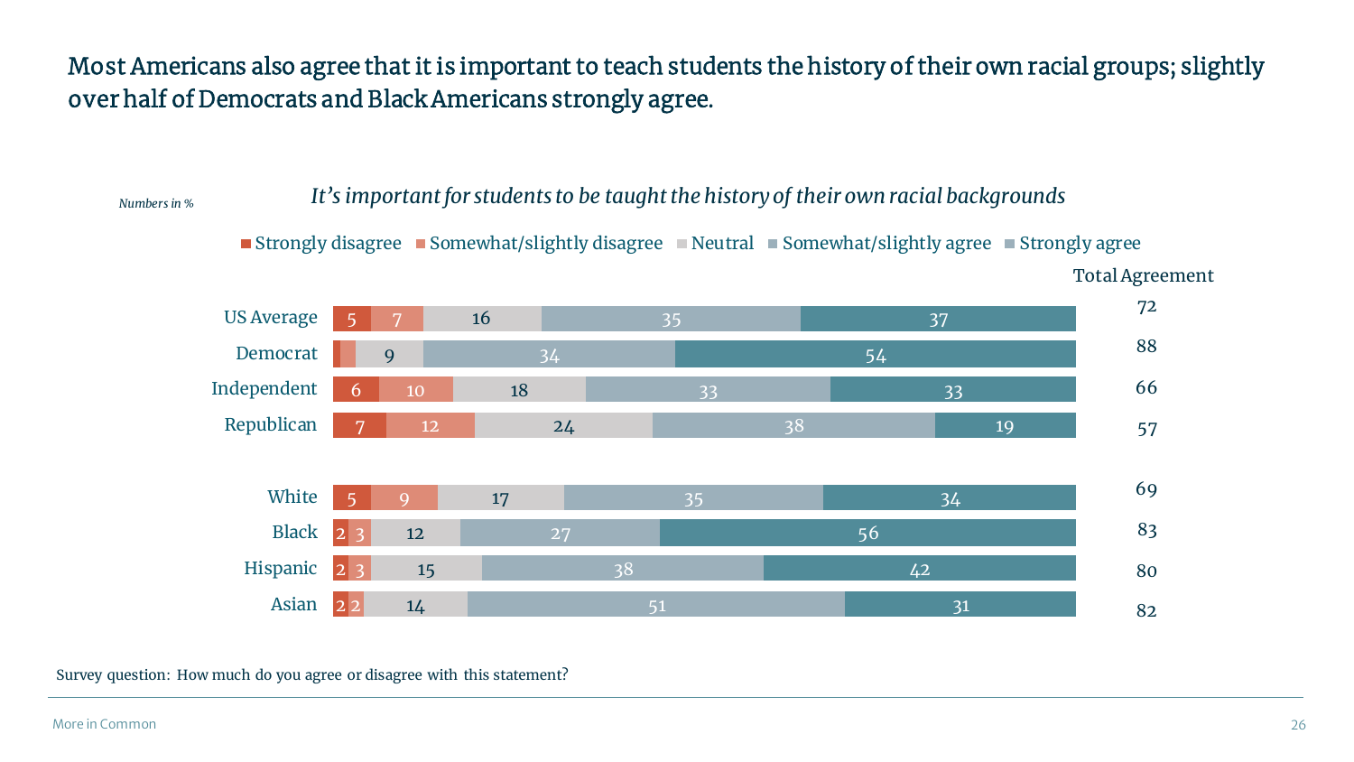# Most Americans also agree that it is important to teach students the history of their own racial groups; slightly over half of Democrats and Black Americans strongly agree.

*Numbers in %*

*It's important for students to be taught the history of their own racial backgrounds*

| | Strongly disagree | Somewhat/slightly disagree | Neutral | Somewhat/slightly agree | Strongly agree | Total Agreement |
|---|---|---|---|---|---|---|
| US Average | 5 | 7 | 16 | 35 | 37 | 72 |
| Democrat | | | 9 | 34 | 54 | 88 |
| Independent | 6 | 10 | 18 | 33 | 33 | 66 |
| Republican | 7 | 12 | 24 | 38 | 19 | 57 |
| White | 5 | 9 | 17 | 35 | 34 | 69 |
| Black | 2 | 3 | 12 | 27 | 56 | 83 |
| Hispanic | 2 | 3 | 15 | 38 | 42 | 80 |
| Asian | 2 | 2 | 14 | 51 | 31 | 82 |

Survey question: How much do you agree or disagree with this statement?

More in Common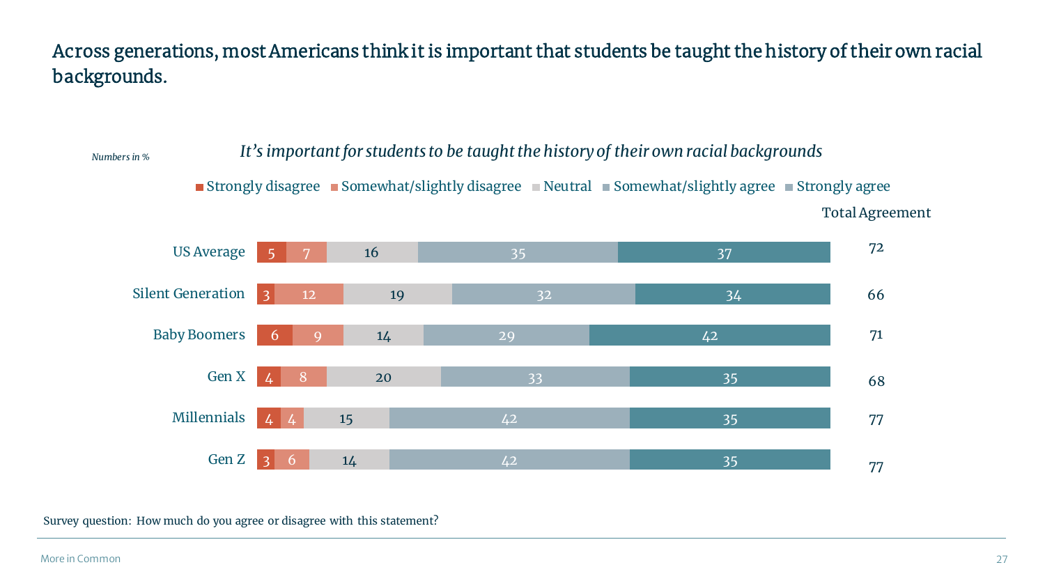# Across generations, most Americans think it is important that students be taught the history of their own racial backgrounds.

*Numbers in %*

*It's important for students to be taught the history of their own racial backgrounds*

| | Strongly disagree | Somewhat/slightly disagree | Neutral | Somewhat/slightly agree | Strongly agree | Total Agreement |
|---|---|---|---|---|---|---|
| US Average | 5 | 7 | 16 | 35 | 37 | 72 |
| Silent Generation | 3 | 12 | 19 | 32 | 34 | 66 |
| Baby Boomers | 6 | 9 | 14 | 29 | 42 | 71 |
| Gen X | 4 | 8 | 20 | 33 | 35 | 68 |
| Millennials | 4 | 4 | 15 | 42 | 35 | 77 |
| Gen Z | 3 | 6 | 14 | 42 | 35 | 77 |

Survey question: How much do you agree or disagree with this statement?

More in Common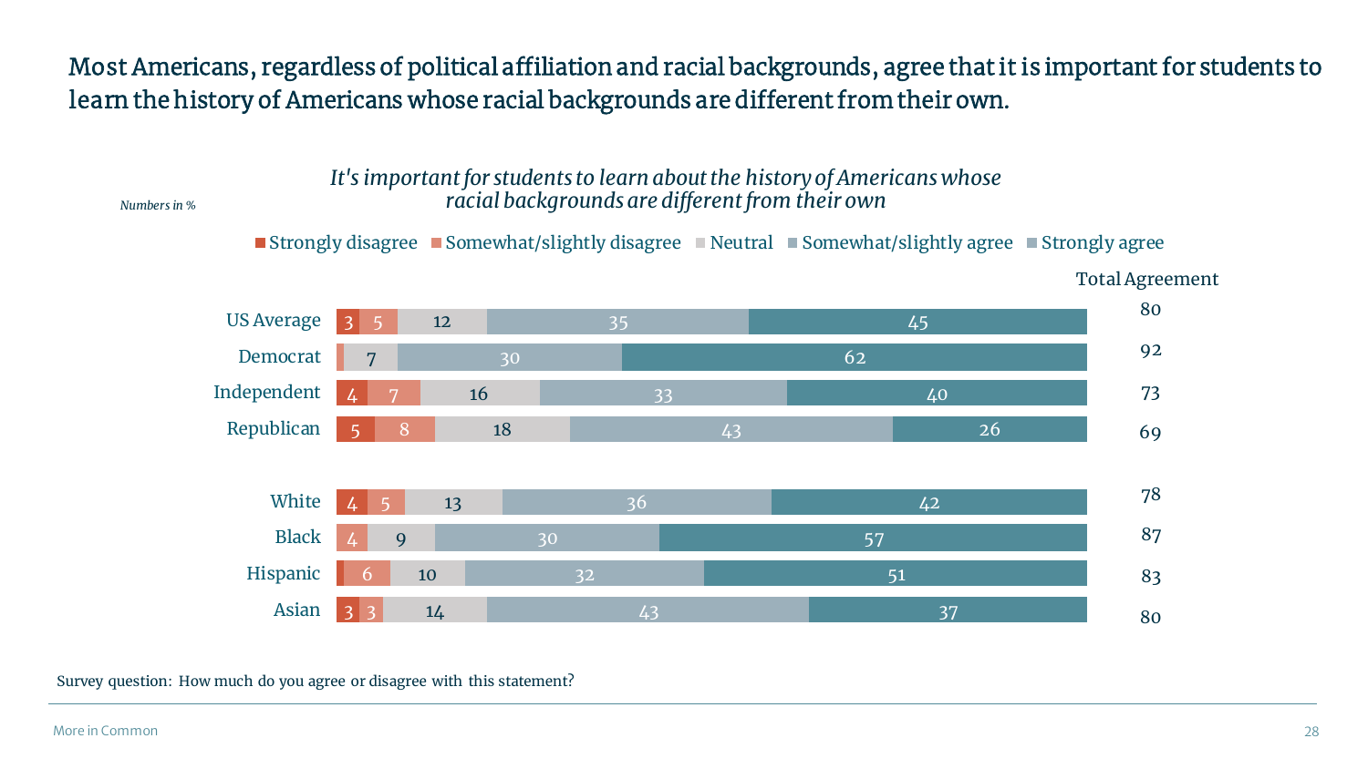# Most Americans, regardless of political affiliation and racial backgrounds, agree that it is important for students to learn the history of Americans whose racial backgrounds are different from their own.

*It's important for students to learn about the history of Americans whose racial backgrounds are different from their own*

*Numbers in %*

| | Strongly disagree | Somewhat/slightly disagree | Neutral | Somewhat/slightly agree | Strongly agree | Total Agreement |
|---|---|---|---|---|---|---|
| US Average | 3 | 5 | 12 | 35 | 45 | 80 |
| Democrat | | | 7 | 30 | 62 | 92 |
| Independent | 4 | 7 | 16 | 33 | 40 | 73 |
| Republican | 5 | 8 | 18 | 43 | 26 | 69 |
| White | 4 | 5 | 13 | 36 | 42 | 78 |
| Black | | 4 | 9 | 30 | 57 | 87 |
| Hispanic | | 6 | 10 | 32 | 51 | 83 |
| Asian | 3 | 3 | 14 | 43 | 37 | 80 |

Survey question: How much do you agree or disagree with this statement?

More in Common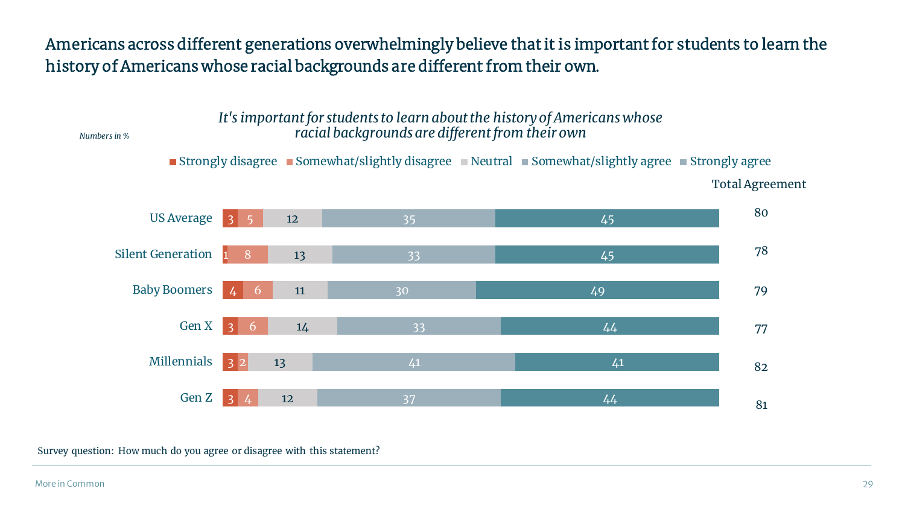# Americans across different generations overwhelmingly believe that it is important for students to learn the history of Americans whose racial backgrounds are different from their own.

*It's important for students to learn about the history of Americans whose racial backgrounds are different from their own*

*Numbers in %*

| | Strongly disagree | Somewhat/slightly disagree | Neutral | Somewhat/slightly agree | Strongly agree | Total Agreement |
|---|---|---|---|---|---|---|
| US Average | 3 | 5 | 12 | 35 | 45 | 80 |
| Silent Generation | 1 | 8 | 13 | 33 | 45 | 78 |
| Baby Boomers | 4 | 6 | 11 | 30 | 49 | 79 |
| Gen X | 3 | 6 | 14 | 33 | 44 | 77 |
| Millennials | 3 | 2 | 13 | 41 | 41 | 82 |
| Gen Z | 3 | 4 | 12 | 37 | 44 | 81 |

Survey question: How much do you agree or disagree with this statement?

More in Common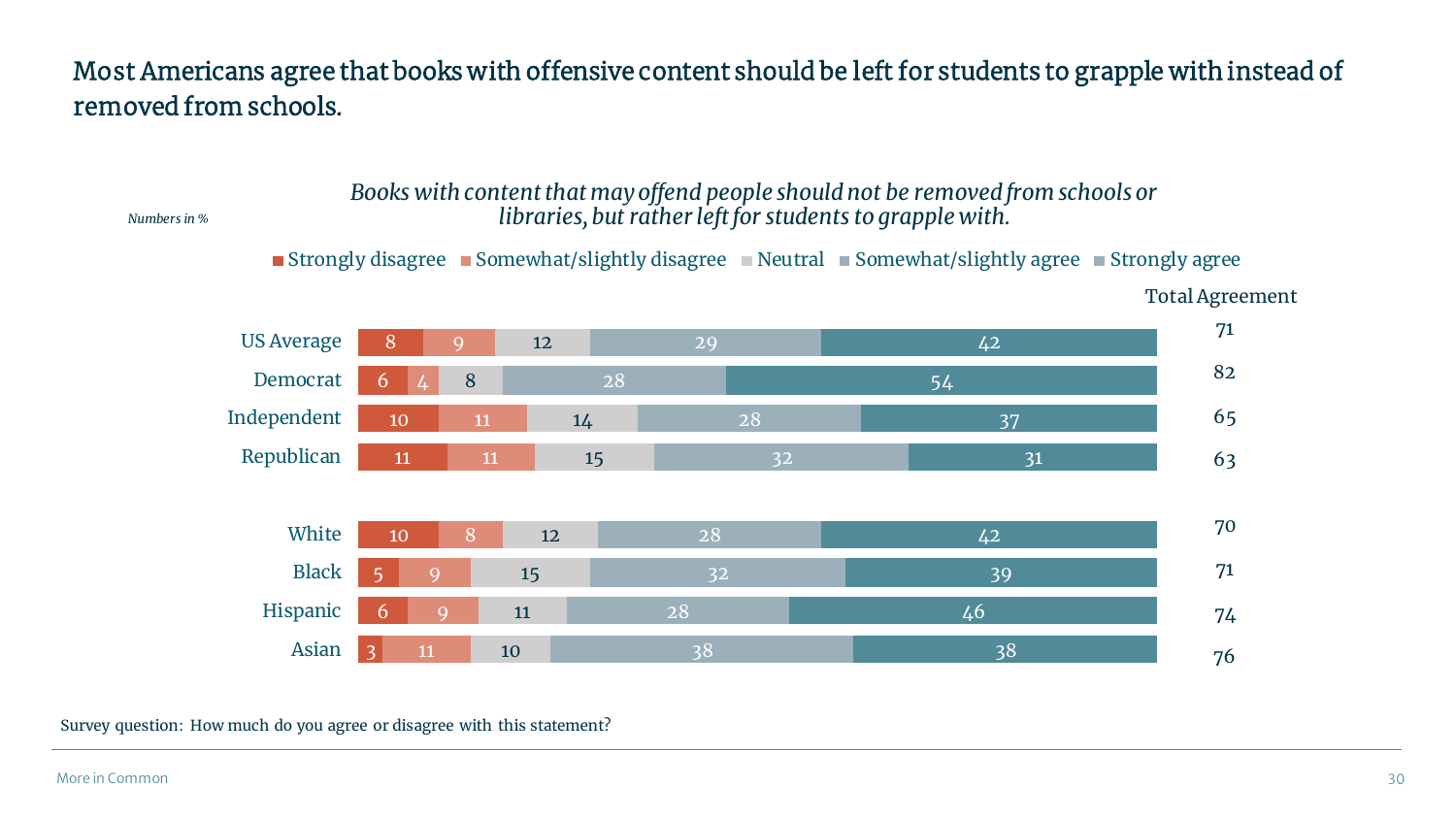# Most Americans agree that books with offensive content should be left for students to grapple with instead of removed from schools.

*Books with content that may offend people should not be removed from schools or libraries, but rather left for students to grapple with.*

*Numbers in %*

| | Strongly disagree | Somewhat/slightly disagree | Neutral | Somewhat/slightly agree | Strongly agree | Total Agreement |
|---|---|---|---|---|---|---|
| US Average | 8 | 9 | 12 | 29 | 42 | 71 |
| Democrat | 6 | 4 | 8 | 28 | 54 | 82 |
| Independent | 10 | 11 | 14 | 28 | 37 | 65 |
| Republican | 11 | 11 | 15 | 32 | 31 | 63 |
| White | 10 | 8 | 12 | 28 | 42 | 70 |
| Black | 5 | 9 | 15 | 32 | 39 | 71 |
| Hispanic | 6 | 9 | 11 | 28 | 46 | 74 |
| Asian | 3 | 11 | 10 | 38 | 38 | 76 |

Survey question: How much do you agree or disagree with this statement?

More in Common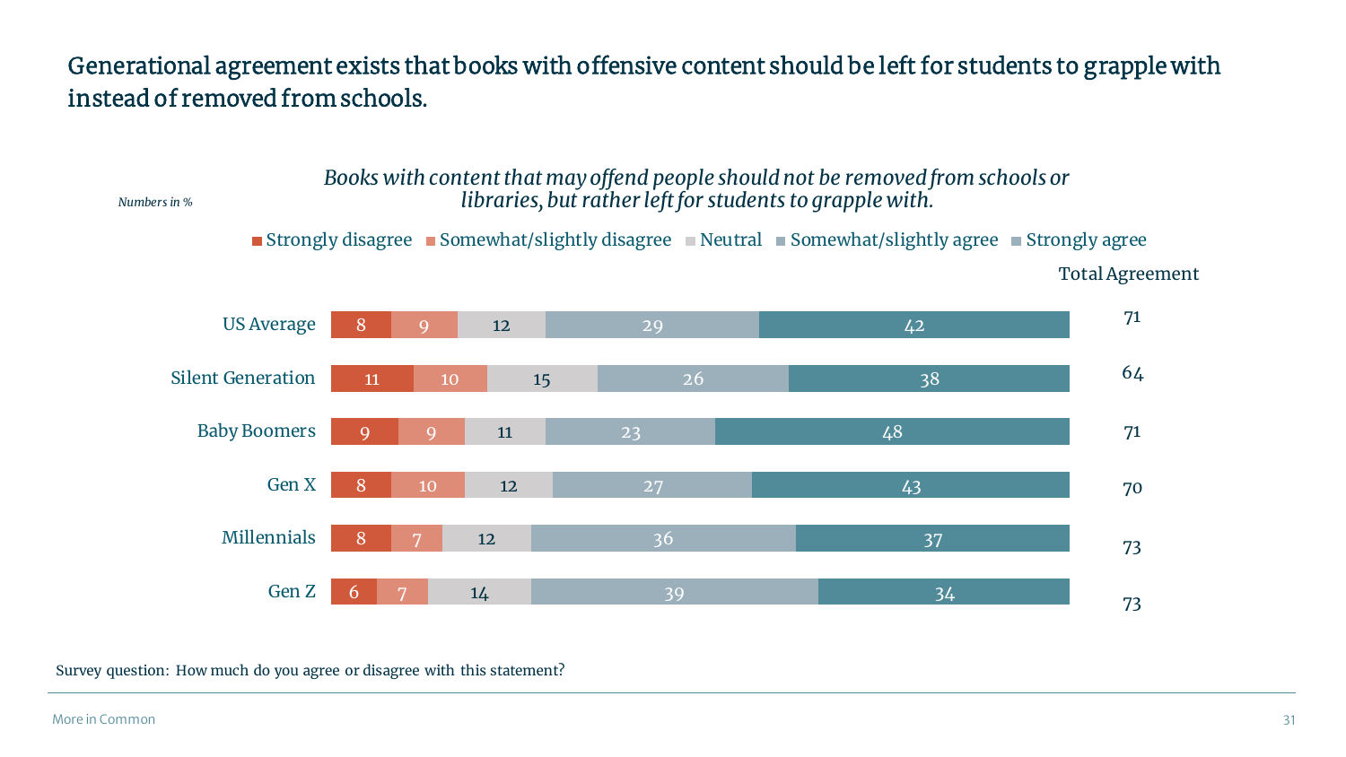# Generational agreement exists that books with offensive content should be left for students to grapple with instead of removed from schools.

*Books with content that may offend people should not be removed from schools or libraries, but rather left for students to grapple with.*

*Numbers in %*

| | Strongly disagree | Somewhat/slightly disagree | Neutral | Somewhat/slightly agree | Strongly agree | Total Agreement |
|---|---|---|---|---|---|---|
| US Average | 8 | 9 | 12 | 29 | 42 | 71 |
| Silent Generation | 11 | 10 | 15 | 26 | 38 | 64 |
| Baby Boomers | 9 | 9 | 11 | 23 | 48 | 71 |
| Gen X | 8 | 10 | 12 | 27 | 43 | 70 |
| Millennials | 8 | 7 | 12 | 36 | 37 | 73 |
| Gen Z | 6 | 7 | 14 | 39 | 34 | 73 |

Survey question: How much do you agree or disagree with this statement?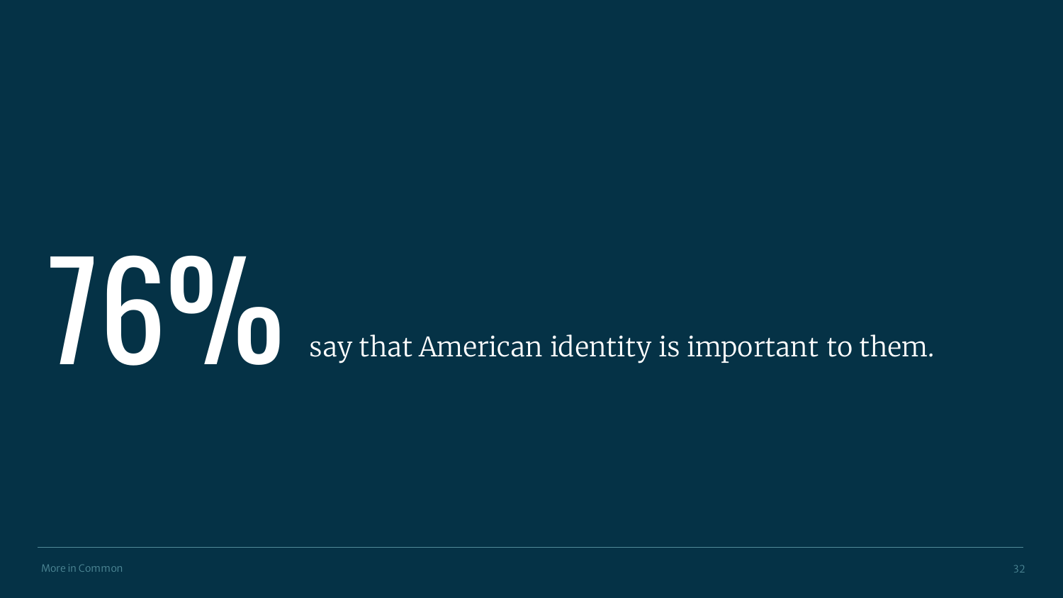# 76% say that American identity is important to them.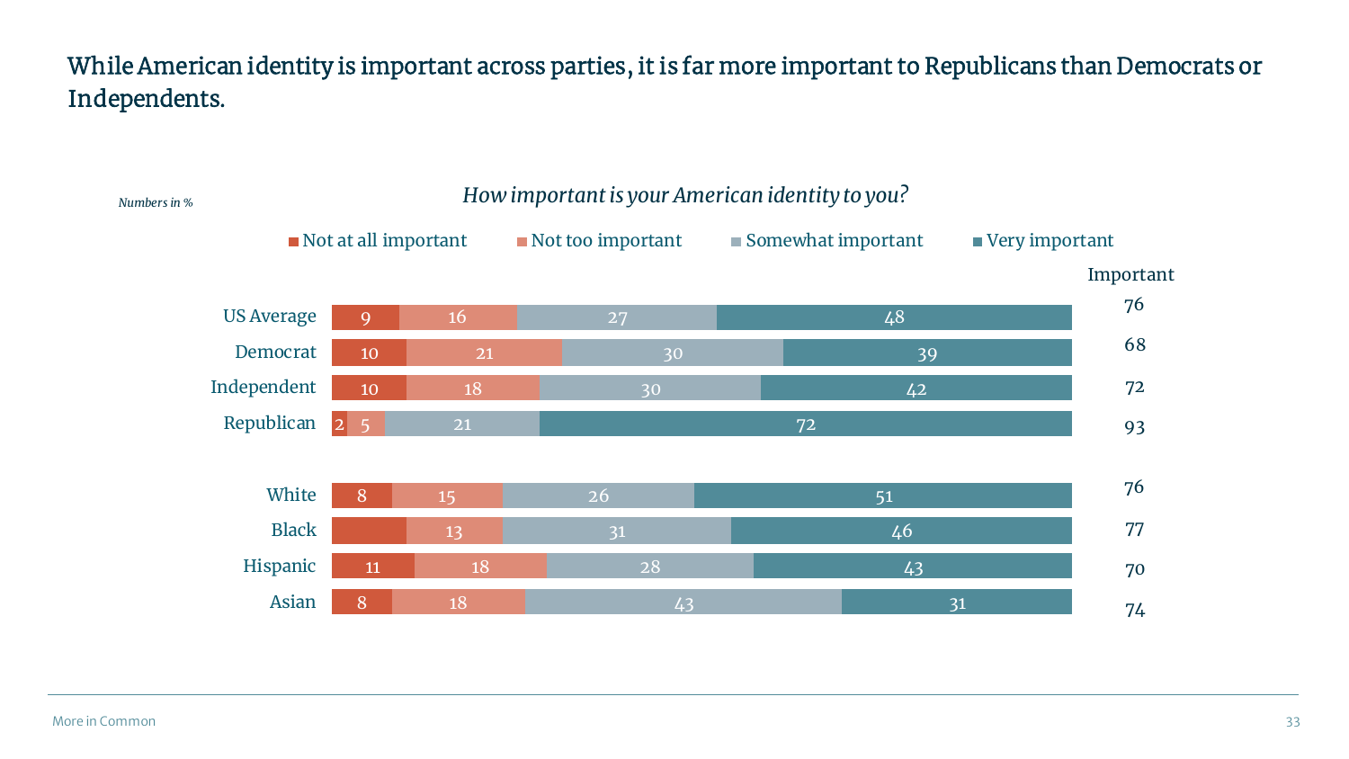## While American identity is important across parties, it is far more important to Republicans than Democrats or Independents.

*Numbers in %*

*How important is your American identity to you?*

| | Not at all important | Not too important | Somewhat important | Very important | Important |
|---|---|---|---|---|---|
| US Average | 9 | 16 | 27 | 48 | 76 |
| Democrat | 10 | 21 | 30 | 39 | 68 |
| Independent | 10 | 18 | 30 | 42 | 72 |
| Republican | 2 | 5 | 21 | 72 | 93 |
| White | 8 | 15 | 26 | 51 | 76 |
| Black | | 13 | 31 | 46 | 77 |
| Hispanic | 11 | 18 | 28 | 43 | 70 |
| Asian | 8 | 18 | 43 | 31 | 74 |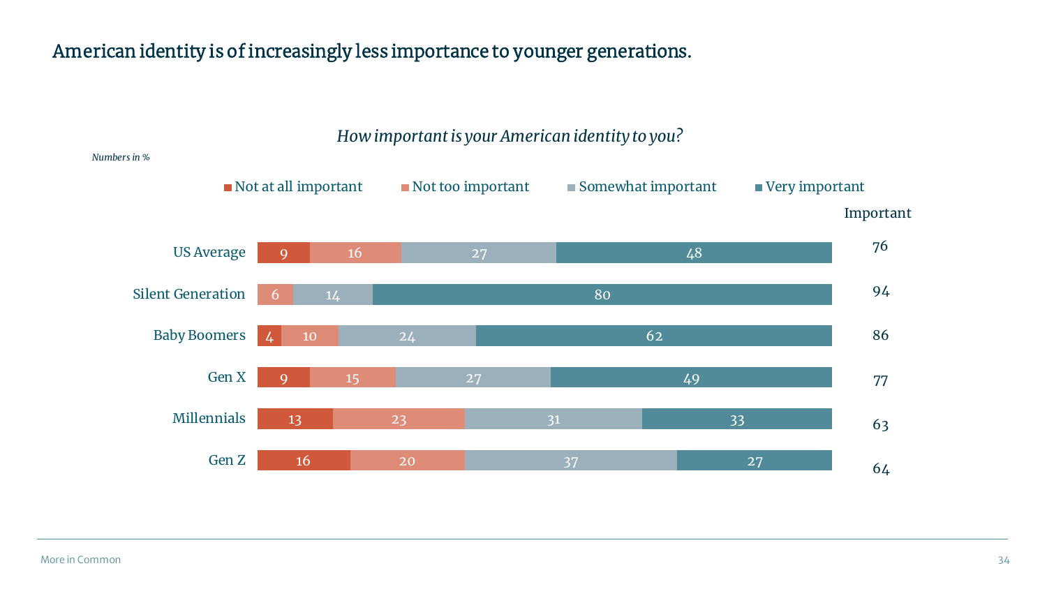# American identity is of increasingly less importance to younger generations.

*How important is your American identity to you?*

*Numbers in %*

| | Not at all important | Not too important | Somewhat important | Very important | Important |
|---|---|---|---|---|---|
| US Average | 9 | 16 | 27 | 48 | 76 |
| Silent Generation | | 6 | 14 | 80 | 94 |
| Baby Boomers | 4 | 10 | 24 | 62 | 86 |
| Gen X | 9 | 15 | 27 | 49 | 77 |
| Millennials | 13 | 23 | 31 | 33 | 63 |
| Gen Z | 16 | 20 | 37 | 27 | 64 |

More in Common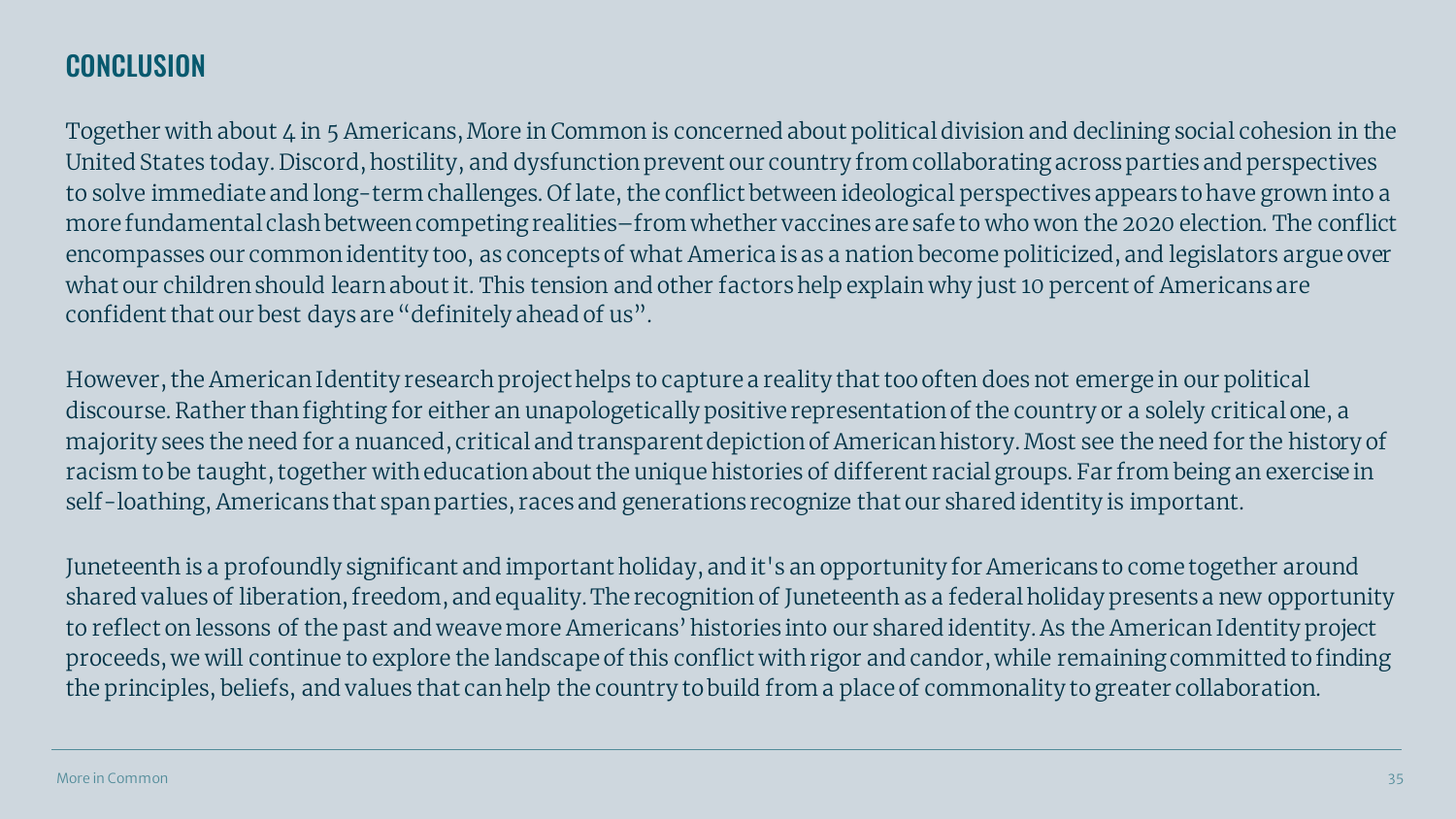## CONCLUSION

Together with about 4 in 5 Americans, More in Common is concerned about political division and declining social cohesion in the United States today. Discord, hostility, and dysfunction prevent our country from collaborating across parties and perspectives to solve immediate and long-term challenges. Of late, the conflict between ideological perspectives appears to have grown into a more fundamental clash between competing realities–from whether vaccines are safe to who won the 2020 election. The conflict encompasses our common identity too, as concepts of what America is as a nation become politicized, and legislators argue over what our children should learn about it. This tension and other factors help explain why just 10 percent of Americans are confident that our best days are "definitely ahead of us".

However, the American Identity research project helps to capture a reality that too often does not emerge in our political discourse. Rather than fighting for either an unapologetically positive representation of the country or a solely critical one, a majority sees the need for a nuanced, critical and transparent depiction of American history. Most see the need for the history of racism to be taught, together with education about the unique histories of different racial groups. Far from being an exercise in self-loathing, Americans that span parties, races and generations recognize that our shared identity is important.

Juneteenth is a profoundly significant and important holiday, and it's an opportunity for Americans to come together around shared values of liberation, freedom, and equality. The recognition of Juneteenth as a federal holiday presents a new opportunity to reflect on lessons of the past and weave more Americans' histories into our shared identity. As the American Identity project proceeds, we will continue to explore the landscape of this conflict with rigor and candor, while remaining committed to finding the principles, beliefs, and values that can help the country to build from a place of commonality to greater collaboration.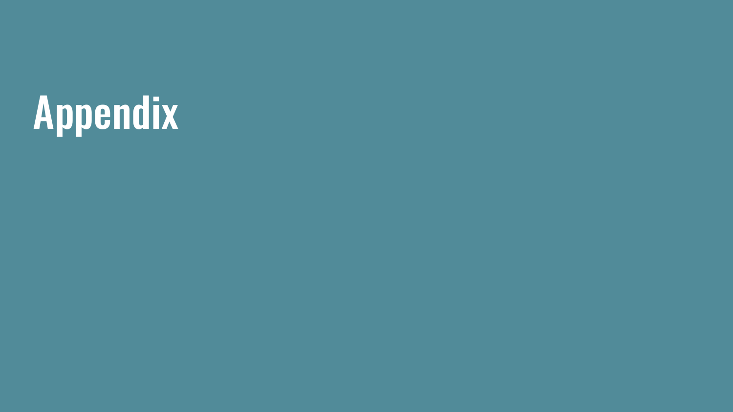# Appendix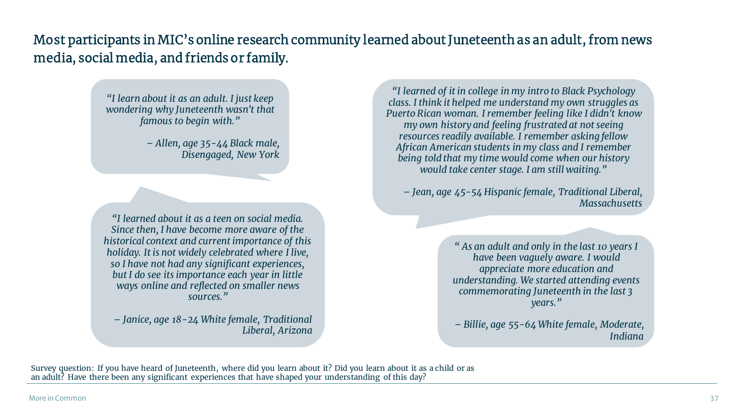## Most participants in MIC's online research community learned about Juneteenth as an adult, from news media, social media, and friends or family.

*"I learn about it as an adult. I just keep wondering why Juneteenth wasn't that famous to begin with."*

*– Allen, age 35-44 Black male, Disengaged, New York*

*"I learned about it as a teen on social media. Since then, I have become more aware of the historical context and current importance of this holiday. It is not widely celebrated where I live, so I have not had any significant experiences, but I do see its importance each year in little ways online and reflected on smaller news sources."*

*– Janice, age 18-24 White female, Traditional Liberal, Arizona*

*"I learned of it in college in my intro to Black Psychology class. I think it helped me understand my own struggles as Puerto Rican woman. I remember feeling like I didn't know my own history and feeling frustrated at not seeing resources readily available. I remember asking fellow African American students in my class and I remember being told that my time would come when our history would take center stage. I am still waiting."*

*– Jean, age 45-54 Hispanic female, Traditional Liberal, Massachusetts*

*" As an adult and only in the last 10 years I have been vaguely aware. I would appreciate more education and understanding. We started attending events commemorating Juneteenth in the last 3 years."*

*– Billie, age 55-64 White female, Moderate, Indiana*

Survey question: If you have heard of Juneteenth, where did you learn about it? Did you learn about it as a child or as an adult? Have there been any significant experiences that have shaped your understanding of this day?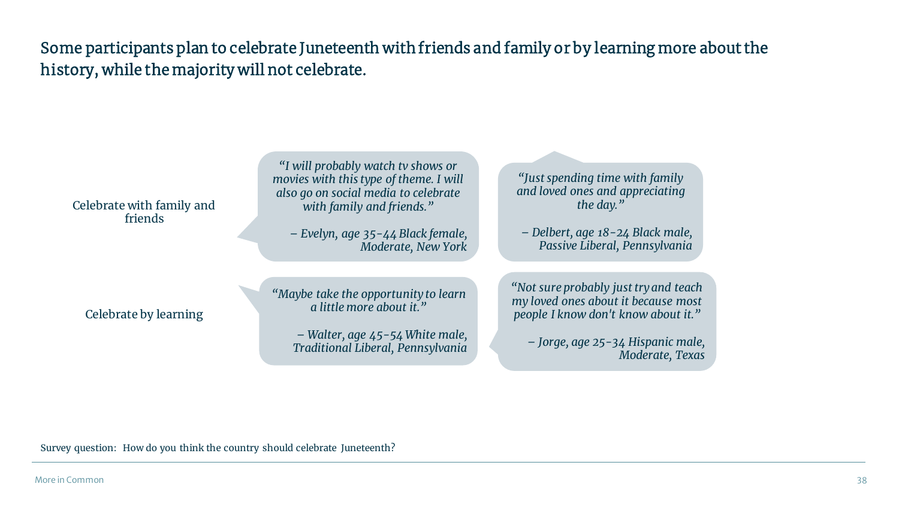## Some participants plan to celebrate Juneteenth with friends and family or by learning more about the history, while the majority will not celebrate.

**Celebrate with family and friends**

*"I will probably watch tv shows or movies with this type of theme. I will also go on social media to celebrate with family and friends."*

*– Evelyn, age 35-44 Black female, Moderate, New York*

*"Just spending time with family and loved ones and appreciating the day."*

*– Delbert, age 18-24 Black male, Passive Liberal, Pennsylvania*

**Celebrate by learning**

*"Maybe take the opportunity to learn a little more about it."*

*– Walter, age 45-54 White male, Traditional Liberal, Pennsylvania*

*"Not sure probably just try and teach my loved ones about it because most people I know don't know about it."*

*– Jorge, age 25-34 Hispanic male, Moderate, Texas*

Survey question: How do you think the country should celebrate Juneteenth?